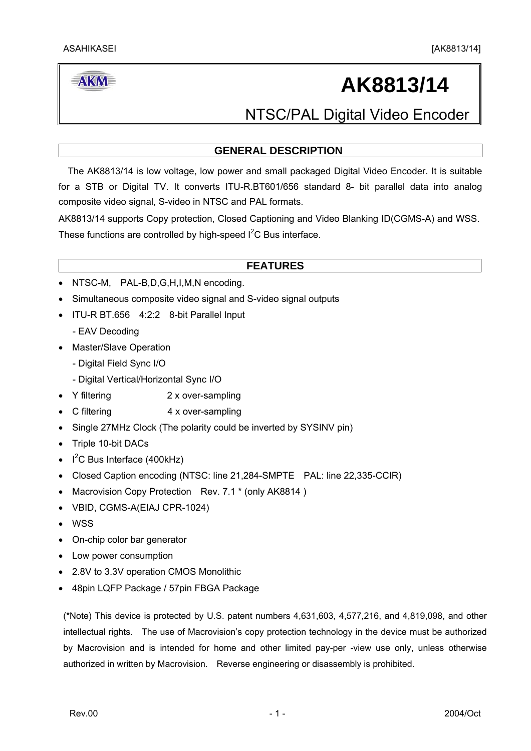# AK8813/14

## NTSC/PAL Digital Video Encoder

## GENERAL DESCRIPTION

The AK8813/14 is low voltage, low power and small packaged Digital Video Encoder. It is suitable for a STB or Digital TV. It converts ITU-R.BT601/656 standard 8- bit parallel data into analog composite video signal, S-video in NTSC and PAL formats.

AK8813/14 supports Copy protection, Closed Captioning and Video Blanking ID(CGMS-A) and WSS. These functions are controlled by high-speed $I^2C$ Bus interface.

## FEATURES

- NTSC-M, PAL-B,D,G,H,I,M,N encoding.
- Simultaneous composite video signal and S-video signal outputs
- ITU-R BT.656 4:2:2 8-bit Parallel Input
  - EAV Decoding
- Master/Slave Operation
  - Digital Field Sync I/O
  - Digital Vertical/Horizontal Sync I/O
- Y filtering 2 x over-sampling
- C filtering 4 x over-sampling
- Single 27MHz Clock (The polarity could be inverted by SYSINV pin)
- Triple 10-bit DACs
- $I^2C$ Bus Interface (400kHz)
- Closed Caption encoding (NTSC: line 21,284-SMPTE PAL: line 22,335-CCIR)
- Macrovision Copy Protection Rev. 7.1 * (only AK8814 )
- VBID, CGMS-A(EIAJ CPR-1024)
- WSS
- On-chip color bar generator
- Low power consumption
- 2.8V to 3.3V operation CMOS Monolithic
- 48pin LQFP Package / 57pin FBGA Package

(*Note) This device is protected by U.S. patent numbers 4,631,603, 4,577,216, and 4,819,098, and other intellectual rights. The use of Macrovision's copy protection technology in the device must be authorized by Macrovision and is intended for home and other limited pay-per -view use only, unless otherwise authorized in written by Macrovision. Reverse engineering or disassembly is prohibited.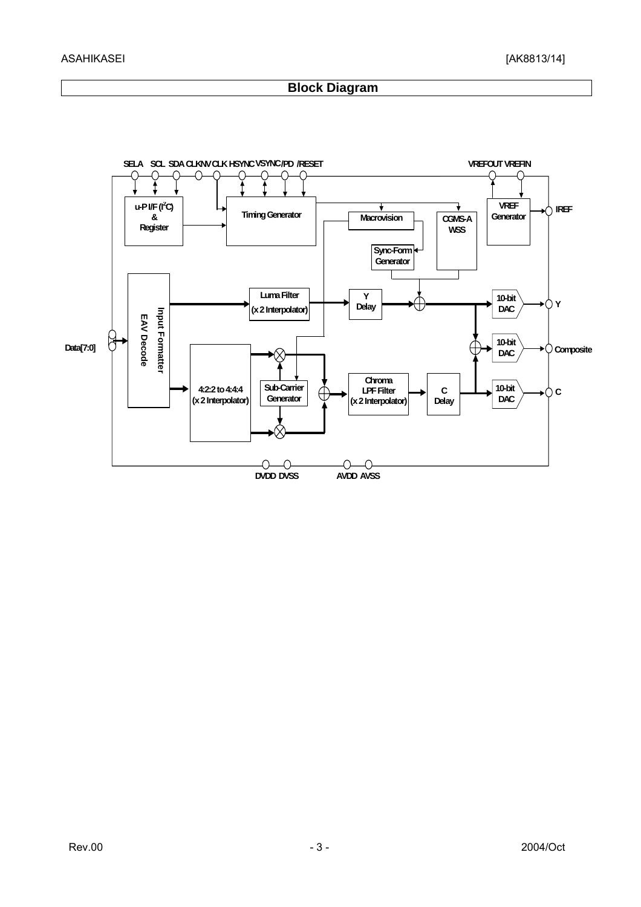# Block Diagram

SELA SCL SDA CLKINV CLK HSYNC VSYNC /PD /RESET VREFOUT VREFIN

u-P I/F (I²C) & Register

Timing Generator

Macrovision

CGMS-A WSS

VREF Generator

IREF

Sync-Form Generator

Input Formatter EAV Decode

Luma Filter (x 2 Interpolator)

Y Delay

10-bit DAC

Y

Data[7:0]

10-bit DAC

Composite

4:2:2 to 4:4:4 (x 2 Interpolator)

Sub-Carrier Generator

Chroma LPF Filter (x 2 Interpolator)

C Delay

10-bit DAC

C

DVDD DVSS AVDD AVSS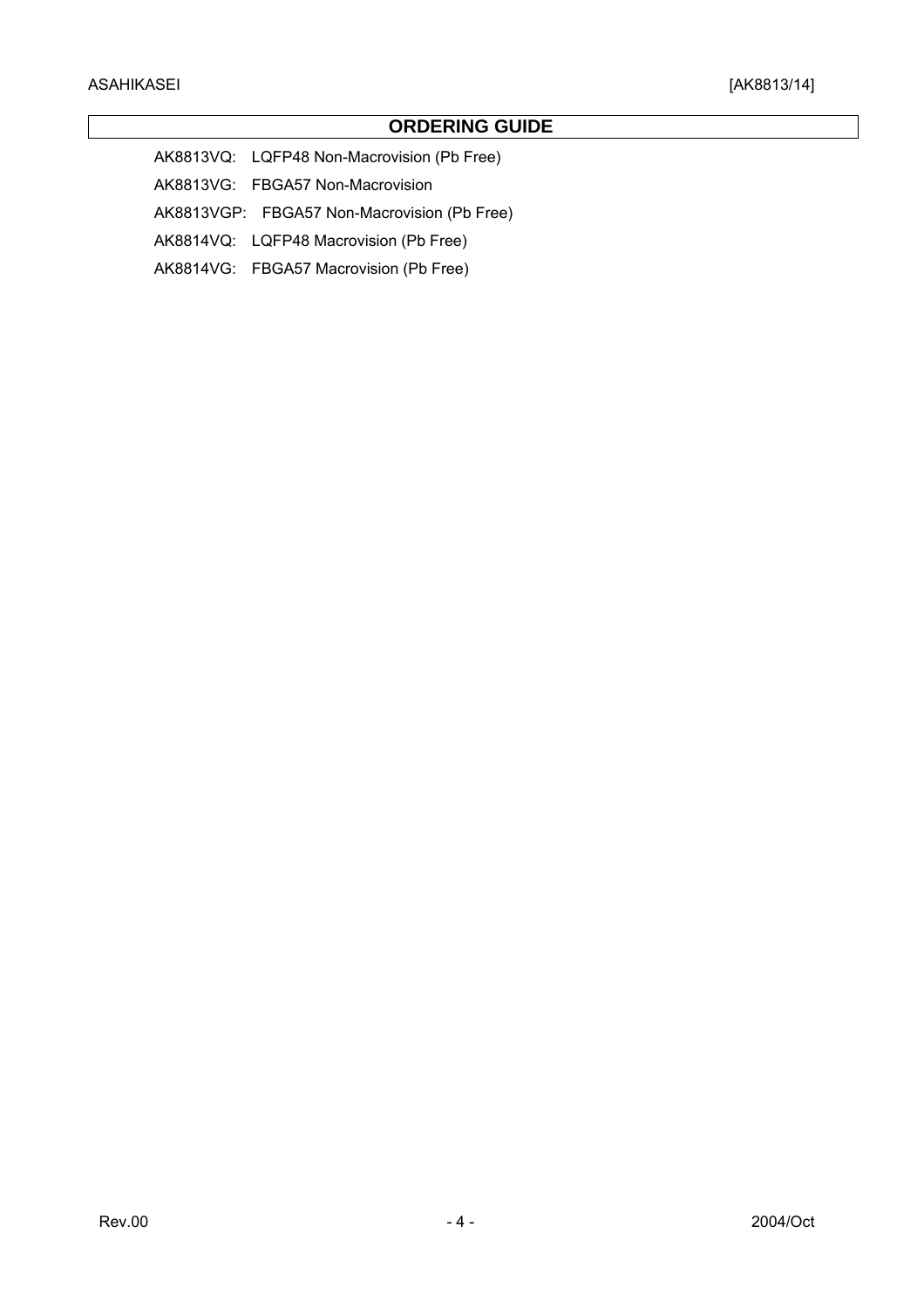## ORDERING GUIDE

AK8813VQ: LQFP48 Non-Macrovision (Pb Free)

AK8813VG: FBGA57 Non-Macrovision

AK8813VGP: FBGA57 Non-Macrovision (Pb Free)

AK8814VQ: LQFP48 Macrovision (Pb Free)

AK8814VG: FBGA57 Macrovision (Pb Free)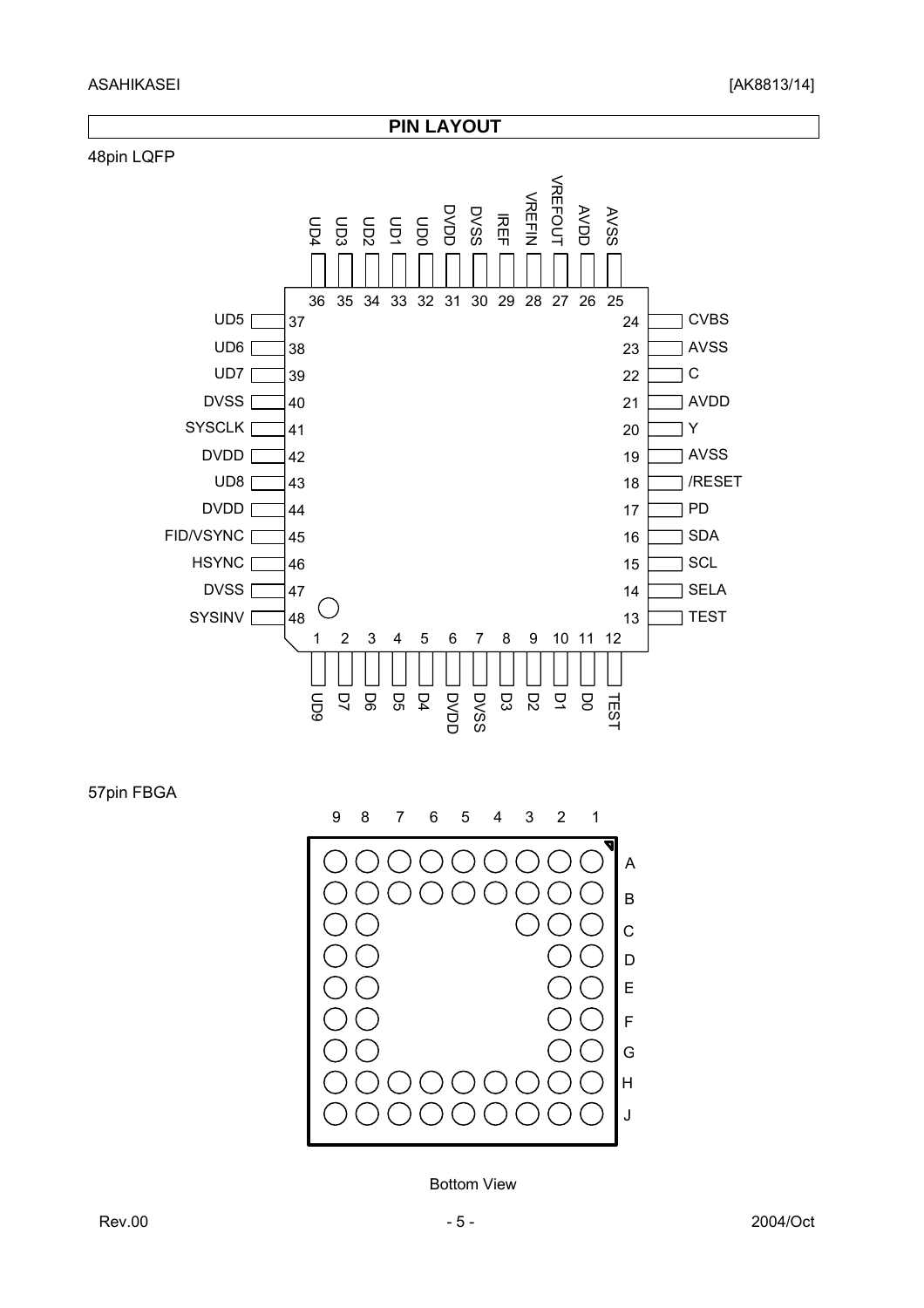## PIN LAYOUT

48pin LQFP

| Pin | Name | Pin | Name | Pin | Name | Pin | Name |
|---|---|---|---|---|---|---|---|
| 1 | UD9 | 13 | TEST | 25 | AVSS | 37 | UD5 |
| 2 | D7 | 14 | SELA | 26 | AVDD | 38 | UD6 |
| 3 | D6 | 15 | SCL | 27 | VREFOUT | 39 | UD7 |
| 4 | D5 | 16 | SDA | 28 | VREFIN | 40 | DVSS |
| 5 | D4 | 17 | PD | 29 | IREF | 41 | SYSCLK |
| 6 | DVDD | 18 | /RESET | 30 | DVSS | 42 | DVDD |
| 7 | DVSS | 19 | AVSS | 31 | DVDD | 43 | UD8 |
| 8 | D3 | 20 | Y | 32 | UD0 | 44 | DVDD |
| 9 | D2 | 21 | AVDD | 33 | UD1 | 45 | FID/VSYNC |
| 10 | D1 | 22 | C | 34 | UD2 | 46 | HSYNC |
| 11 | D0 | 23 | AVSS | 35 | UD3 | 47 | DVSS |
| 12 | TEST | 24 | CVBS | 36 | UD4 | 48 | SYSINV |

57pin FBGA

Columns 9 8 7 6 5 4 3 2 1; Rows A B C D E F G H J

Bottom View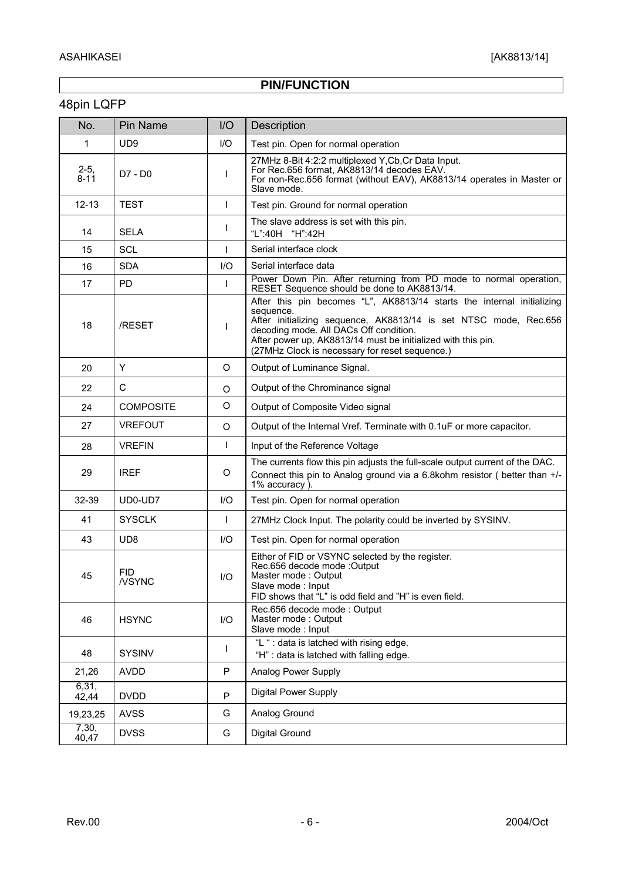## PIN/FUNCTION

### 48pin LQFP

| No. | Pin Name | I/O | Description |
|---|---|---|---|
| 1 | UD9 | I/O | Test pin. Open for normal operation |
| 2-5, 8-11 | D7 - D0 | I | 27MHz 8-Bit 4:2:2 multiplexed Y,Cb,Cr Data Input. For Rec.656 format, AK8813/14 decodes EAV. For non-Rec.656 format (without EAV), AK8813/14 operates in Master or Slave mode. |
| 12-13 | TEST | I | Test pin. Ground for normal operation |
| 14 | SELA | I | The slave address is set with this pin. "L":40H "H":42H |
| 15 | SCL | I | Serial interface clock |
| 16 | SDA | I/O | Serial interface data |
| 17 | PD | I | Power Down Pin. After returning from PD mode to normal operation, RESET Sequence should be done to AK8813/14. |
| 18 | /RESET | I | After this pin becomes "L", AK8813/14 starts the internal initializing sequence. After initializing sequence, AK8813/14 is set NTSC mode, Rec.656 decoding mode. All DACs Off condition. After power up, AK8813/14 must be initialized with this pin. (27MHz Clock is necessary for reset sequence.) |
| 20 | Y | O | Output of Luminance Signal. |
| 22 | C | O | Output of the Chrominance signal |
| 24 | COMPOSITE | O | Output of Composite Video signal |
| 27 | VREFOUT | O | Output of the Internal Vref. Terminate with 0.1uF or more capacitor. |
| 28 | VREFIN | I | Input of the Reference Voltage |
| 29 | IREF | O | The currents flow this pin adjusts the full-scale output current of the DAC. Connect this pin to Analog ground via a 6.8kohm resistor ( better than +/- 1% accuracy ). |
| 32-39 | UD0-UD7 | I/O | Test pin. Open for normal operation |
| 41 | SYSCLK | I | 27MHz Clock Input. The polarity could be inverted by SYSINV. |
| 43 | UD8 | I/O | Test pin. Open for normal operation |
| 45 | FID /VSYNC | I/O | Either of FID or VSYNC selected by the register. Rec.656 decode mode :Output Master mode : Output Slave mode : Input FID shows that "L" is odd field and "H" is even field. |
| 46 | HSYNC | I/O | Rec.656 decode mode : Output Master mode : Output Slave mode : Input |
| 48 | SYSINV | I | "L " : data is latched with rising edge. "H" : data is latched with falling edge. |
| 21,26 | AVDD | P | Analog Power Supply |
| 6,31, 42,44 | DVDD | P | Digital Power Supply |
| 19,23,25 | AVSS | G | Analog Ground |
| 7,30, 40,47 | DVSS | G | Digital Ground |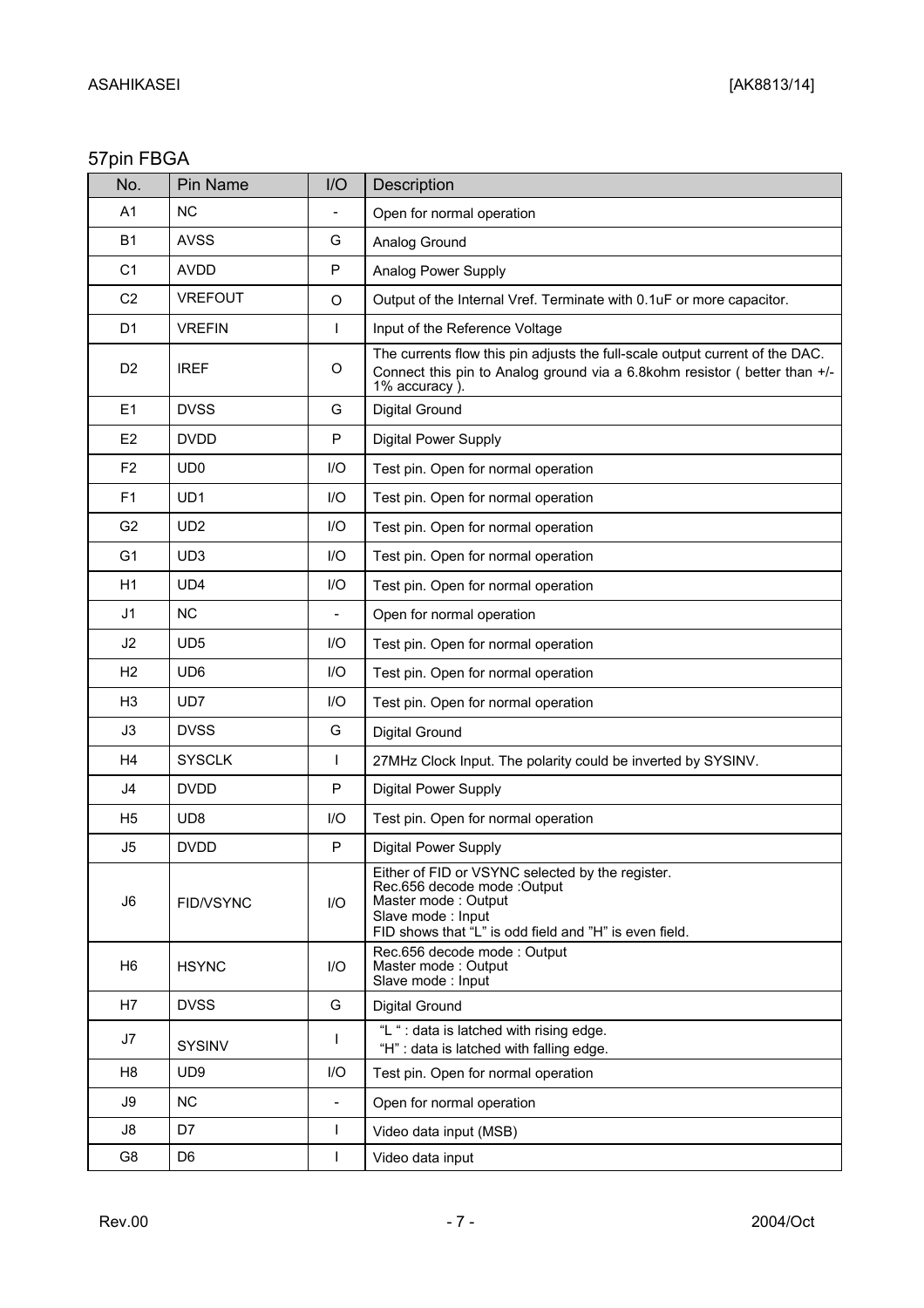## 57pin FBGA

| No. | Pin Name | I/O | Description |
|---|---|---|---|
| A1 | NC | - | Open for normal operation |
| B1 | AVSS | G | Analog Ground |
| C1 | AVDD | P | Analog Power Supply |
| C2 | VREFOUT | O | Output of the Internal Vref. Terminate with 0.1uF or more capacitor. |
| D1 | VREFIN | I | Input of the Reference Voltage |
| D2 | IREF | O | The currents flow this pin adjusts the full-scale output current of the DAC. Connect this pin to Analog ground via a 6.8kohm resistor ( better than +/- 1% accuracy ). |
| E1 | DVSS | G | Digital Ground |
| E2 | DVDD | P | Digital Power Supply |
| F2 | UD0 | I/O | Test pin. Open for normal operation |
| F1 | UD1 | I/O | Test pin. Open for normal operation |
| G2 | UD2 | I/O | Test pin. Open for normal operation |
| G1 | UD3 | I/O | Test pin. Open for normal operation |
| H1 | UD4 | I/O | Test pin. Open for normal operation |
| J1 | NC | - | Open for normal operation |
| J2 | UD5 | I/O | Test pin. Open for normal operation |
| H2 | UD6 | I/O | Test pin. Open for normal operation |
| H3 | UD7 | I/O | Test pin. Open for normal operation |
| J3 | DVSS | G | Digital Ground |
| H4 | SYSCLK | I | 27MHz Clock Input. The polarity could be inverted by SYSINV. |
| J4 | DVDD | P | Digital Power Supply |
| H5 | UD8 | I/O | Test pin. Open for normal operation |
| J5 | DVDD | P | Digital Power Supply |
| J6 | FID/VSYNC | I/O | Either of FID or VSYNC selected by the register.<br>Rec.656 decode mode :Output<br>Master mode : Output<br>Slave mode : Input<br>FID shows that "L" is odd field and "H" is even field. |
| H6 | HSYNC | I/O | Rec.656 decode mode : Output<br>Master mode : Output<br>Slave mode : Input |
| H7 | DVSS | G | Digital Ground |
| J7 | SYSINV | I | "L " : data is latched with rising edge.<br>"H" : data is latched with falling edge. |
| H8 | UD9 | I/O | Test pin. Open for normal operation |
| J9 | NC | - | Open for normal operation |
| J8 | D7 | I | Video data input (MSB) |
| G8 | D6 | I | Video data input |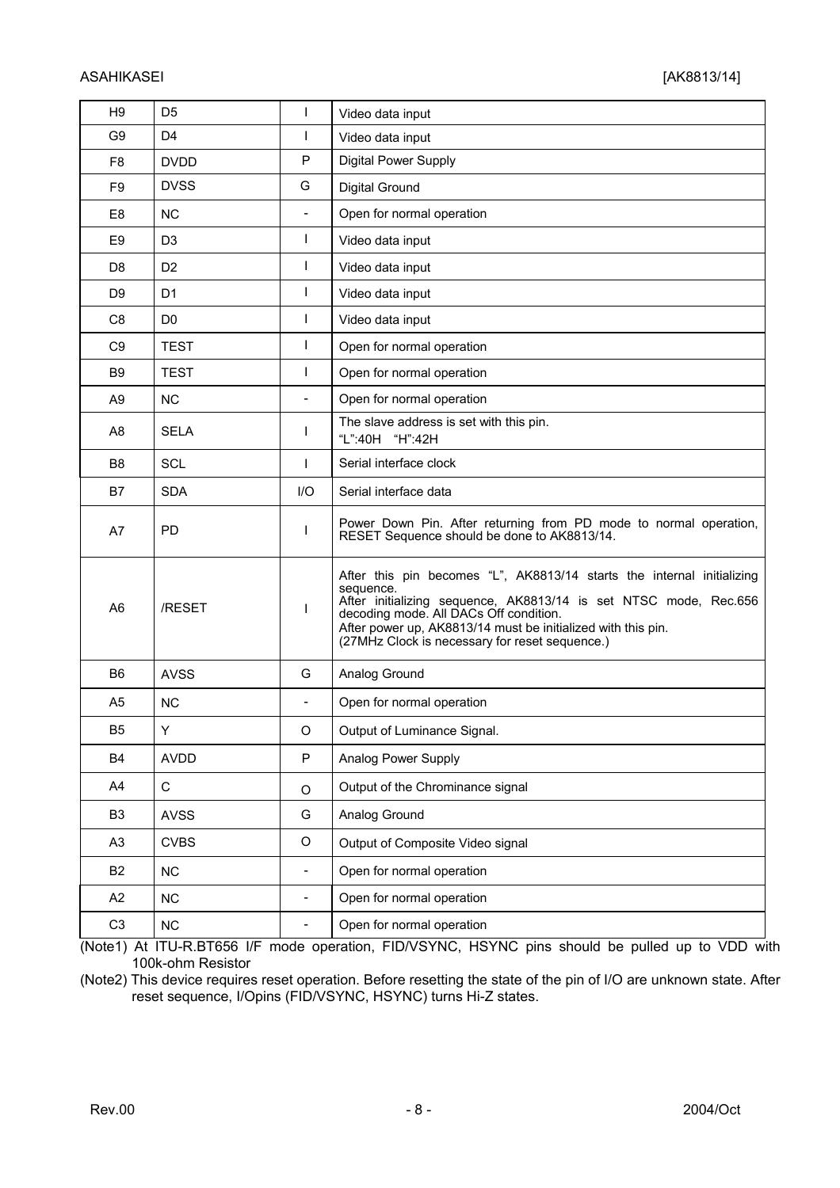| H9 | D5 | I | Video data input |
|---|---|---|---|
| G9 | D4 | I | Video data input |
| F8 | DVDD | P | Digital Power Supply |
| F9 | DVSS | G | Digital Ground |
| E8 | NC | - | Open for normal operation |
| E9 | D3 | I | Video data input |
| D8 | D2 | I | Video data input |
| D9 | D1 | I | Video data input |
| C8 | D0 | I | Video data input |
| C9 | TEST | I | Open for normal operation |
| B9 | TEST | I | Open for normal operation |
| A9 | NC | - | Open for normal operation |
| A8 | SELA | I | The slave address is set with this pin.<br>"L":40H "H":42H |
| B8 | SCL | I | Serial interface clock |
| B7 | SDA | I/O | Serial interface data |
| A7 | PD | I | Power Down Pin. After returning from PD mode to normal operation, RESET Sequence should be done to AK8813/14. |
| A6 | /RESET | I | After this pin becomes "L", AK8813/14 starts the internal initializing sequence.<br>After initializing sequence, AK8813/14 is set NTSC mode, Rec.656 decoding mode. All DACs Off condition.<br>After power up, AK8813/14 must be initialized with this pin.<br>(27MHz Clock is necessary for reset sequence.) |
| B6 | AVSS | G | Analog Ground |
| A5 | NC | - | Open for normal operation |
| B5 | Y | O | Output of Luminance Signal. |
| B4 | AVDD | P | Analog Power Supply |
| A4 | C | O | Output of the Chrominance signal |
| B3 | AVSS | G | Analog Ground |
| A3 | CVBS | O | Output of Composite Video signal |
| B2 | NC | - | Open for normal operation |
| A2 | NC | - | Open for normal operation |
| C3 | NC | - | Open for normal operation |

(Note1) At ITU-R.BT656 I/F mode operation, FID/VSYNC, HSYNC pins should be pulled up to VDD with 100k-ohm Resistor

(Note2) This device requires reset operation. Before resetting the state of the pin of I/O are unknown state. After reset sequence, I/Opins (FID/VSYNC, HSYNC) turns Hi-Z states.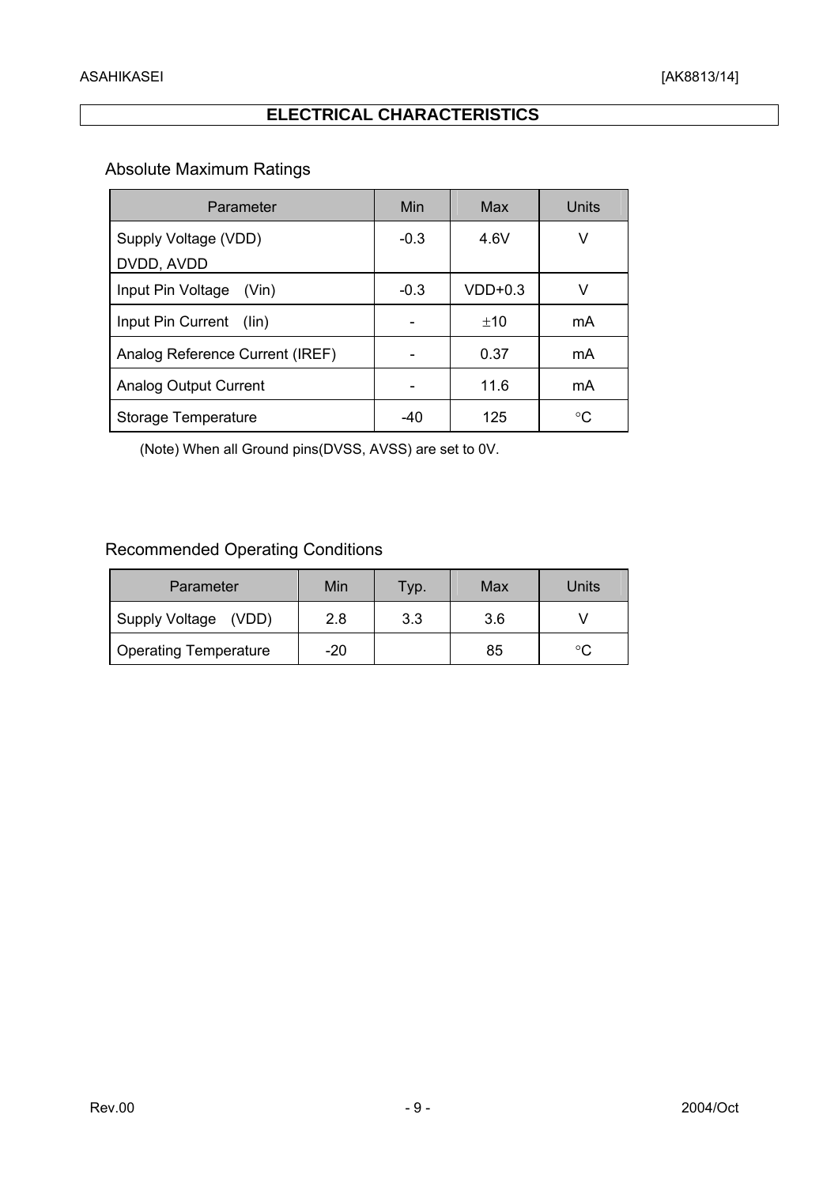## ELECTRICAL CHARACTERISTICS

### Absolute Maximum Ratings

| Parameter | Min | Max | Units |
|---|---|---|---|
| Supply Voltage (VDD)<br>DVDD, AVDD | -0.3 | 4.6V | V |
| Input Pin Voltage (Vin) | -0.3 | VDD+0.3 | V |
| Input Pin Current (Iin) | - | ±10 | mA |
| Analog Reference Current (IREF) | - | 0.37 | mA |
| Analog Output Current | - | 11.6 | mA |
| Storage Temperature | -40 | 125 | °C |

(Note) When all Ground pins(DVSS, AVSS) are set to 0V.

### Recommended Operating Conditions

| Parameter | Min | Typ. | Max | Units |
|---|---|---|---|---|
| Supply Voltage (VDD) | 2.8 | 3.3 | 3.6 | V |
| Operating Temperature | -20 | | 85 | °C |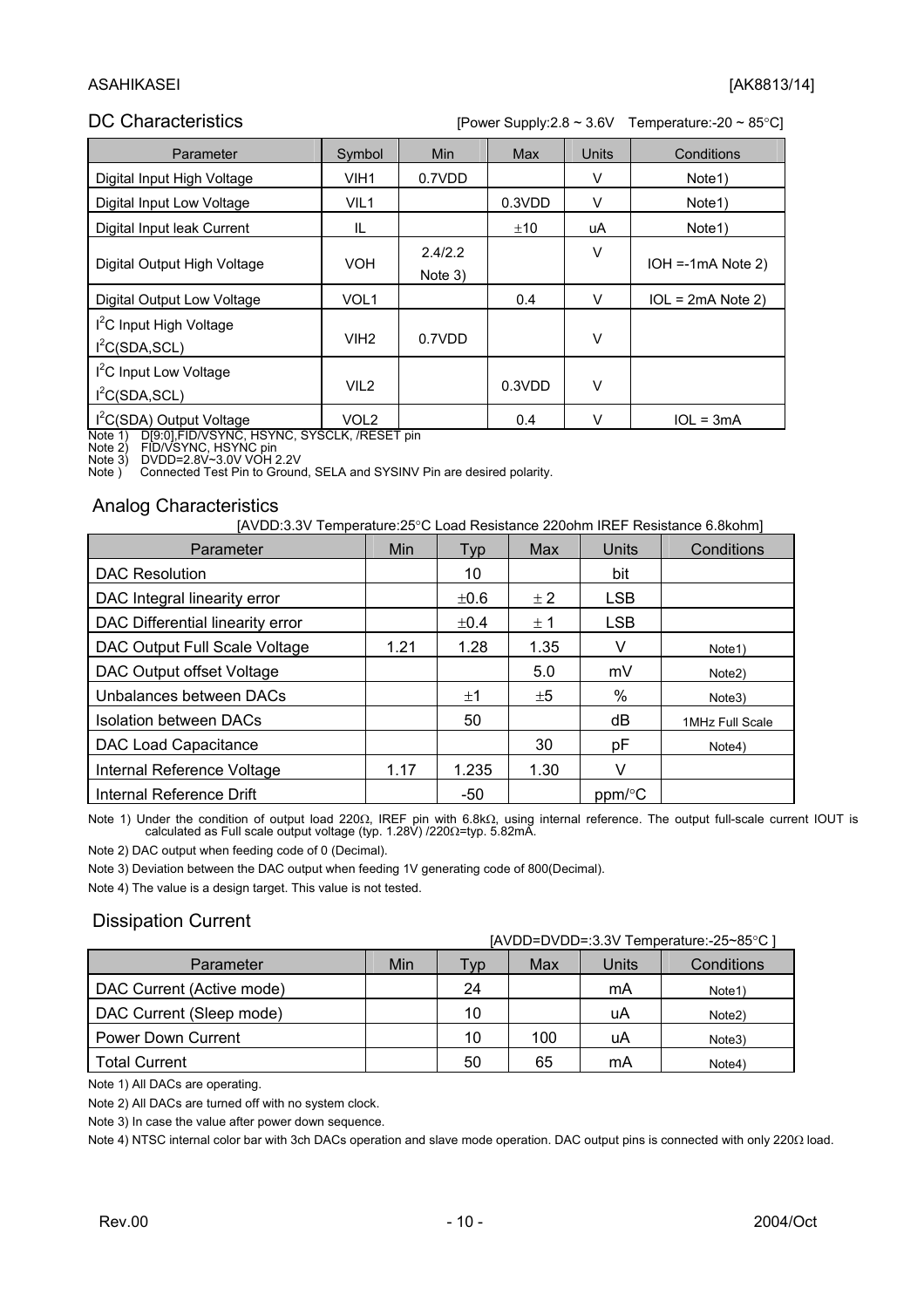## DC Characteristics

[Power Supply:2.8 ~ 3.6V Temperature:-20 ~ 85°C]

| Parameter | Symbol | Min | Max | Units | Conditions |
|---|---|---|---|---|---|
| Digital Input High Voltage | VIH1 | 0.7VDD | | V | Note1) |
| Digital Input Low Voltage | VIL1 | | 0.3VDD | V | Note1) |
| Digital Input leak Current | IL | | ±10 | uA | Note1) |
| Digital Output High Voltage | VOH | 2.4/2.2 Note 3) | | V | IOH =-1mA Note 2) |
| Digital Output Low Voltage | VOL1 | | 0.4 | V | IOL = 2mA Note 2) |
| $I^2C$ Input High Voltage $I^2C$(SDA,SCL) | VIH2 | 0.7VDD | | V | |
| $I^2C$ Input Low Voltage $I^2C$(SDA,SCL) | VIL2 | | 0.3VDD | V | |
| $I^2C$(SDA) Output Voltage | VOL2 | | 0.4 | V | IOL = 3mA |

Note 1) D[9:0],FID/VSYNC, HSYNC, SYSCLK, /RESET pin
Note 2) FID/VSYNC, HSYNC pin
Note 3) DVDD=2.8V~3.0V VOH 2.2V
Note ) Connected Test Pin to Ground, SELA and SYSINV Pin are desired polarity.

## Analog Characteristics

[AVDD:3.3V Temperature:25°C Load Resistance 220ohm IREF Resistance 6.8kohm]

| Parameter | Min | Typ | Max | Units | Conditions |
|---|---|---|---|---|---|
| DAC Resolution | | 10 | | bit | |
| DAC Integral linearity error | | ±0.6 | ± 2 | LSB | |
| DAC Differential linearity error | | ±0.4 | ± 1 | LSB | |
| DAC Output Full Scale Voltage | 1.21 | 1.28 | 1.35 | V | Note1) |
| DAC Output offset Voltage | | | 5.0 | mV | Note2) |
| Unbalances between DACs | | ±1 | ±5 | % | Note3) |
| Isolation between DACs | | 50 | | dB | 1MHz Full Scale |
| DAC Load Capacitance | | | 30 | pF | Note4) |
| Internal Reference Voltage | 1.17 | 1.235 | 1.30 | V | |
| Internal Reference Drift | | -50 | | ppm/°C | |

Note 1) Under the condition of output load 220Ω, IREF pin with 6.8kΩ, using internal reference. The output full-scale current IOUT is calculated as Full scale output voltage (typ. 1.28V) /220Ω=typ. 5.82mA.

Note 2) DAC output when feeding code of 0 (Decimal).

Note 3) Deviation between the DAC output when feeding 1V generating code of 800(Decimal).

Note 4) The value is a design target. This value is not tested.

## Dissipation Current

[AVDD=DVDD=:3.3V Temperature:-25~85°C ]

| Parameter | Min | Typ | Max | Units | Conditions |
|---|---|---|---|---|---|
| DAC Current (Active mode) | | 24 | | mA | Note1) |
| DAC Current (Sleep mode) | | 10 | | uA | Note2) |
| Power Down Current | | 10 | 100 | uA | Note3) |
| Total Current | | 50 | 65 | mA | Note4) |

Note 1) All DACs are operating.

Note 2) All DACs are turned off with no system clock.

Note 3) In case the value after power down sequence.

Note 4) NTSC internal color bar with 3ch DACs operation and slave mode operation. DAC output pins is connected with only 220Ω load.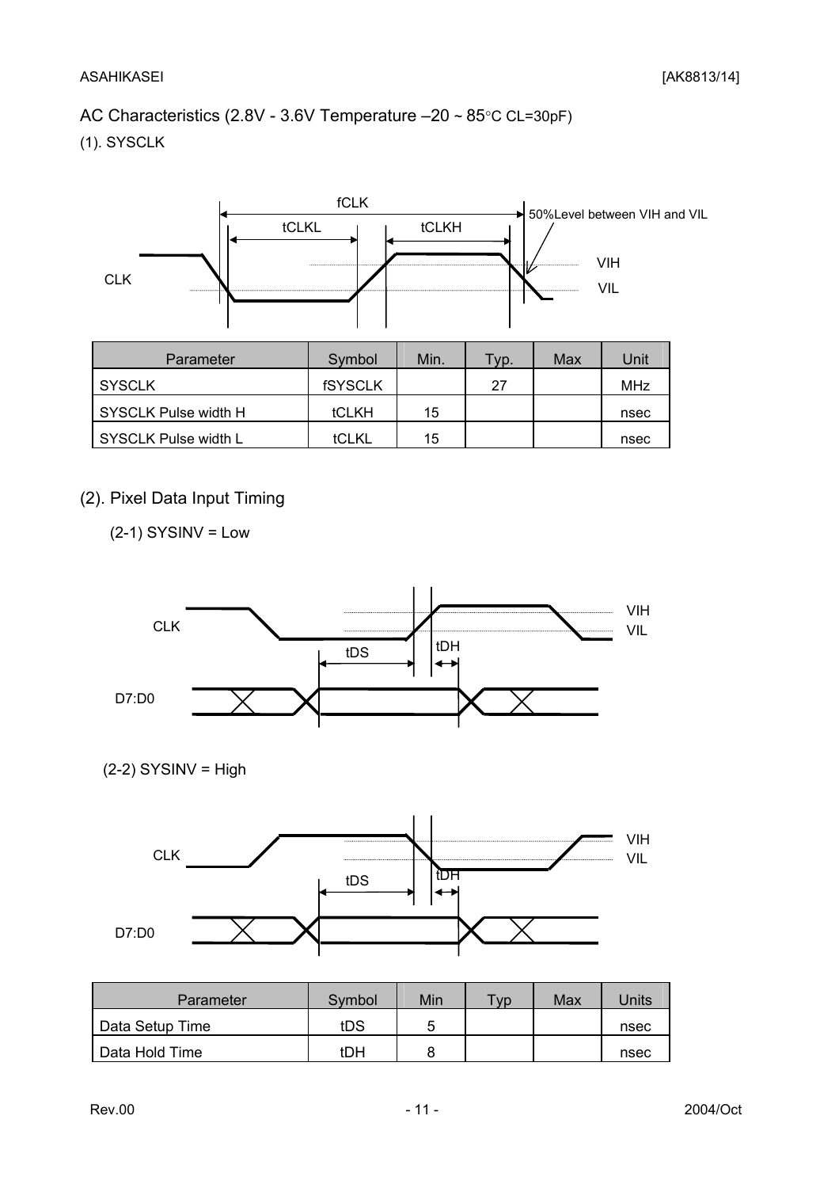AC Characteristics (2.8V - 3.6V Temperature –20 ~ 85°C CL=30pF)

(1). SYSCLK

| Parameter | Symbol | Min. | Typ. | Max | Unit |
| --- | --- | --- | --- | --- | --- |
| SYSCLK | fSYSCLK | | 27 | | MHz |
| SYSCLK Pulse width H | tCLKH | 15 | | | nsec |
| SYSCLK Pulse width L | tCLKL | 15 | | | nsec |

(2). Pixel Data Input Timing

(2-1) SYSINV = Low

(2-2) SYSINV = High

| Parameter | Symbol | Min | Typ | Max | Units |
| --- | --- | --- | --- | --- | --- |
| Data Setup Time | tDS | 5 | | | nsec |
| Data Hold Time | tDH | 8 | | | nsec |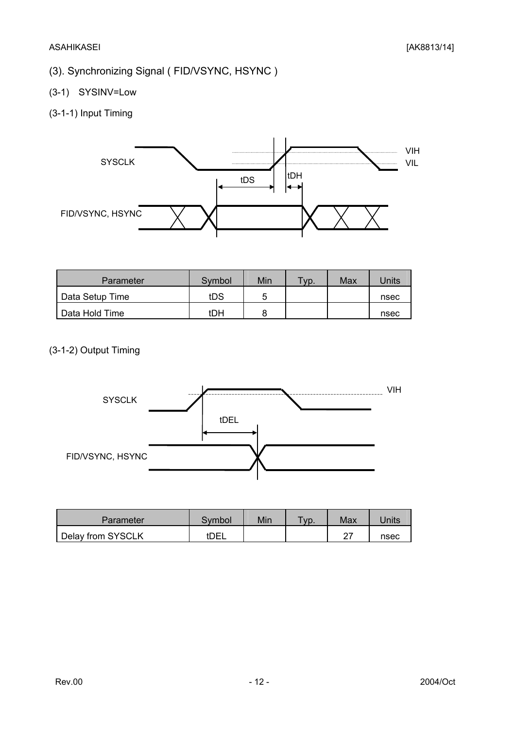## (3). Synchronizing Signal ( FID/VSYNC, HSYNC )

### (3-1)　SYSINV=Low

#### (3-1-1) Input Timing

| Parameter | Symbol | Min | Typ. | Max | Units |
|---|---|---|---|---|---|
| Data Setup Time | tDS | 5 | | | nsec |
| Data Hold Time | tDH | 8 | | | nsec |

#### (3-1-2) Output Timing

| Parameter | Symbol | Min | Typ. | Max | Units |
|---|---|---|---|---|---|
| Delay from SYSCLK | tDEL | | | 27 | nsec |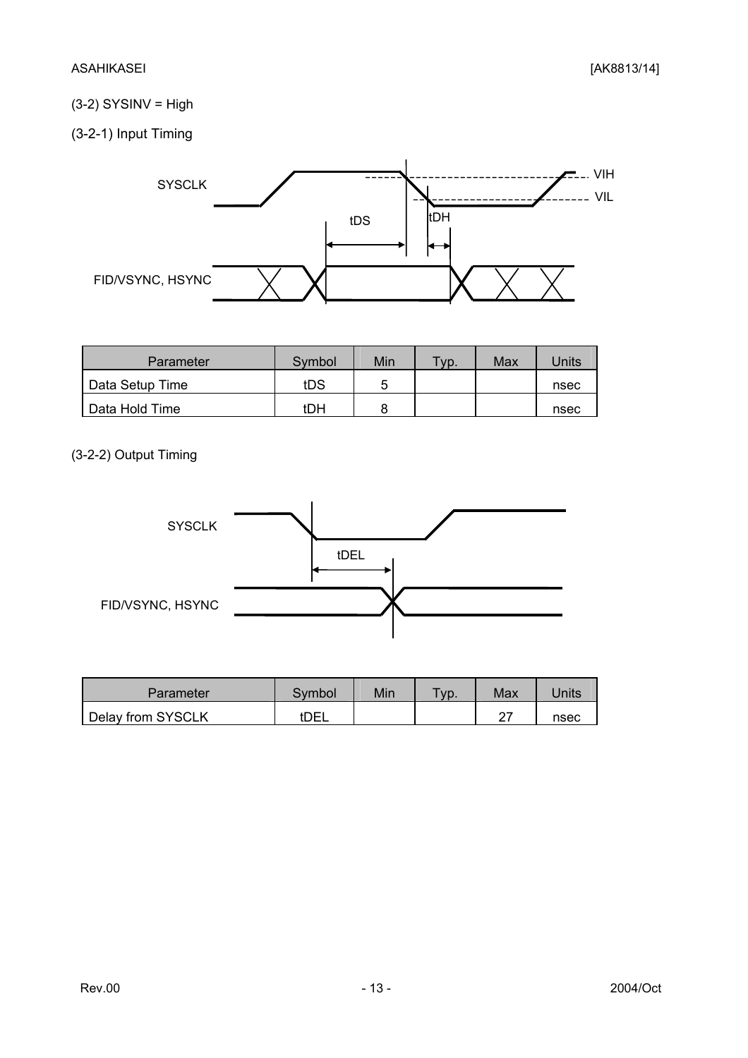### (3-2) SYSINV = High

#### (3-2-1) Input Timing

| Parameter | Symbol | Min | Typ. | Max | Units |
|---|---|---|---|---|---|
| Data Setup Time | tDS | 5 | | | nsec |
| Data Hold Time | tDH | 8 | | | nsec |

#### (3-2-2) Output Timing

| Parameter | Symbol | Min | Typ. | Max | Units |
|---|---|---|---|---|---|
| Delay from SYSCLK | tDEL | | | 27 | nsec |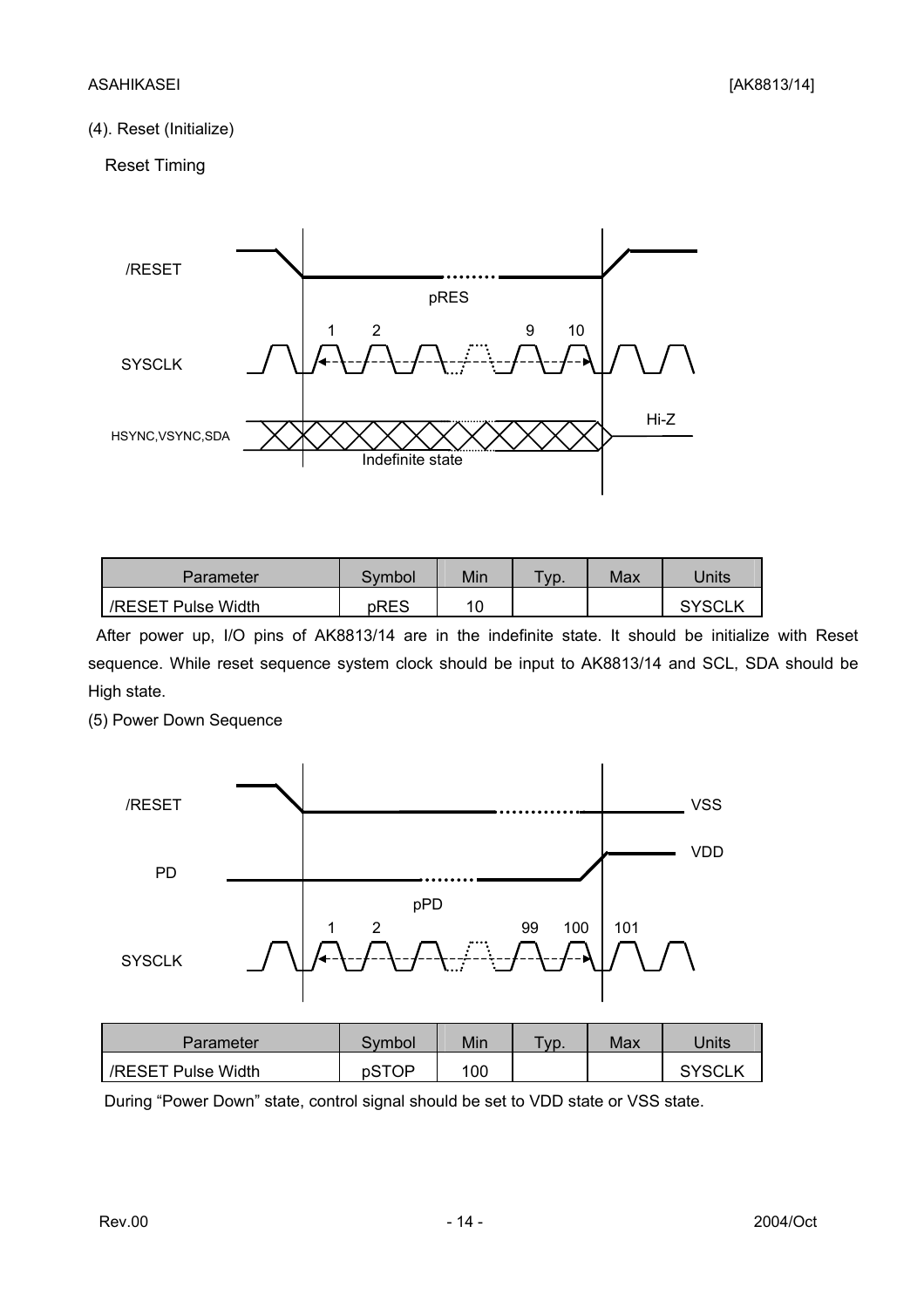(4). Reset (Initialize)

Reset Timing

| Parameter | Symbol | Min | Typ. | Max | Units |
|---|---|---|---|---|---|
| /RESET Pulse Width | pRES | 10 | | | SYSCLK |

After power up, I/O pins of AK8813/14 are in the indefinite state. It should be initialize with Reset sequence. While reset sequence system clock should be input to AK8813/14 and SCL, SDA should be High state.

(5) Power Down Sequence

| Parameter | Symbol | Min | Typ. | Max | Units |
|---|---|---|---|---|---|
| /RESET Pulse Width | pSTOP | 100 | | | SYSCLK |

During “Power Down” state, control signal should be set to VDD state or VSS state.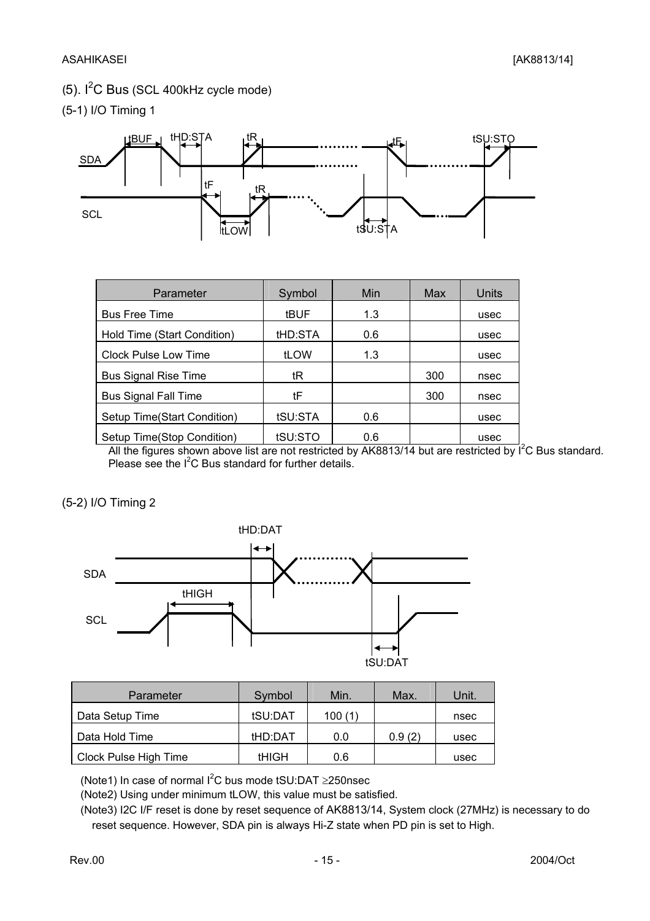## (5). I²C Bus (SCL 400kHz cycle mode)

### (5-1) I/O Timing 1

| Parameter | Symbol | Min | Max | Units |
|---|---|---|---|---|
| Bus Free Time | tBUF | 1.3 | | usec |
| Hold Time (Start Condition) | tHD:STA | 0.6 | | usec |
| Clock Pulse Low Time | tLOW | 1.3 | | usec |
| Bus Signal Rise Time | tR | | 300 | nsec |
| Bus Signal Fall Time | tF | | 300 | nsec |
| Setup Time(Start Condition) | tSU:STA | 0.6 | | usec |
| Setup Time(Stop Condition) | tSU:STO | 0.6 | | usec |

All the figures shown above list are not restricted by AK8813/14 but are restricted by I²C Bus standard. Please see the I²C Bus standard for further details.

### (5-2) I/O Timing 2

| Parameter | Symbol | Min. | Max. | Unit. |
|---|---|---|---|---|
| Data Setup Time | tSU:DAT | 100 (1) | | nsec |
| Data Hold Time | tHD:DAT | 0.0 | 0.9 (2) | usec |
| Clock Pulse High Time | tHIGH | 0.6 | | usec |

(Note1) In case of normal I²C bus mode tSU:DAT ≥250nsec

(Note2) Using under minimum tLOW, this value must be satisfied.

(Note3) I2C I/F reset is done by reset sequence of AK8813/14, System clock (27MHz) is necessary to do reset sequence. However, SDA pin is always Hi-Z state when PD pin is set to High.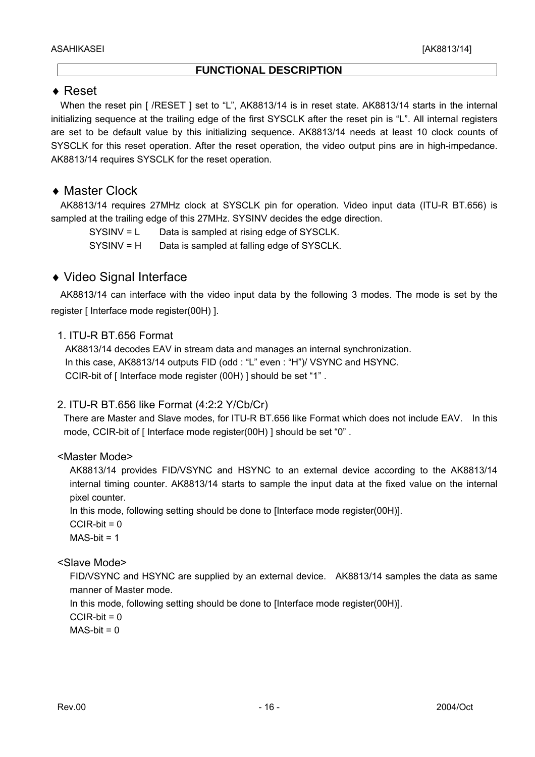## FUNCTIONAL DESCRIPTION

### ♦ Reset

When the reset pin [ /RESET ] set to "L", AK8813/14 is in reset state. AK8813/14 starts in the internal initializing sequence at the trailing edge of the first SYSCLK after the reset pin is "L". All internal registers are set to be default value by this initializing sequence. AK8813/14 needs at least 10 clock counts of SYSCLK for this reset operation. After the reset operation, the video output pins are in high-impedance. AK8813/14 requires SYSCLK for the reset operation.

### ♦ Master Clock

AK8813/14 requires 27MHz clock at SYSCLK pin for operation. Video input data (ITU-R BT.656) is sampled at the trailing edge of this 27MHz. SYSINV decides the edge direction.

SYSINV = L  Data is sampled at rising edge of SYSCLK.
SYSINV = H  Data is sampled at falling edge of SYSCLK.

### ♦ Video Signal Interface

AK8813/14 can interface with the video input data by the following 3 modes. The mode is set by the register [ Interface mode register(00H) ].

#### 1. ITU-R BT.656 Format

AK8813/14 decodes EAV in stream data and manages an internal synchronization.
In this case, AK8813/14 outputs FID (odd : "L" even : "H")/ VSYNC and HSYNC.
CCIR-bit of [ Interface mode register (00H) ] should be set "1" .

#### 2. ITU-R BT.656 like Format (4:2:2 Y/Cb/Cr)

There are Master and Slave modes, for ITU-R BT.656 like Format which does not include EAV. In this mode, CCIR-bit of [ Interface mode register(00H) ] should be set "0" .

<Master Mode>

AK8813/14 provides FID/VSYNC and HSYNC to an external device according to the AK8813/14 internal timing counter. AK8813/14 starts to sample the input data at the fixed value on the internal pixel counter.
In this mode, following setting should be done to [Interface mode register(00H)].
CCIR-bit = 0
MAS-bit = 1

<Slave Mode>

FID/VSYNC and HSYNC are supplied by an external device. AK8813/14 samples the data as same manner of Master mode.
In this mode, following setting should be done to [Interface mode register(00H)].
CCIR-bit = 0
MAS-bit = 0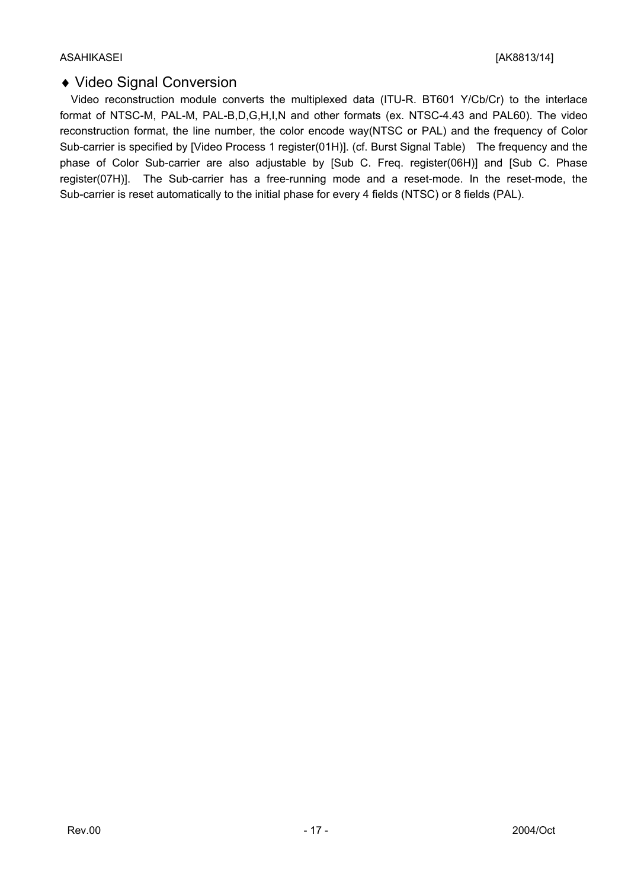## ♦ Video Signal Conversion

Video reconstruction module converts the multiplexed data (ITU-R. BT601 Y/Cb/Cr) to the interlace format of NTSC-M, PAL-M, PAL-B,D,G,H,I,N and other formats (ex. NTSC-4.43 and PAL60). The video reconstruction format, the line number, the color encode way(NTSC or PAL) and the frequency of Color Sub-carrier is specified by [Video Process 1 register(01H)]. (cf. Burst Signal Table)  The frequency and the phase of Color Sub-carrier are also adjustable by [Sub C. Freq. register(06H)] and [Sub C. Phase register(07H)].  The Sub-carrier has a free-running mode and a reset-mode. In the reset-mode, the Sub-carrier is reset automatically to the initial phase for every 4 fields (NTSC) or 8 fields (PAL).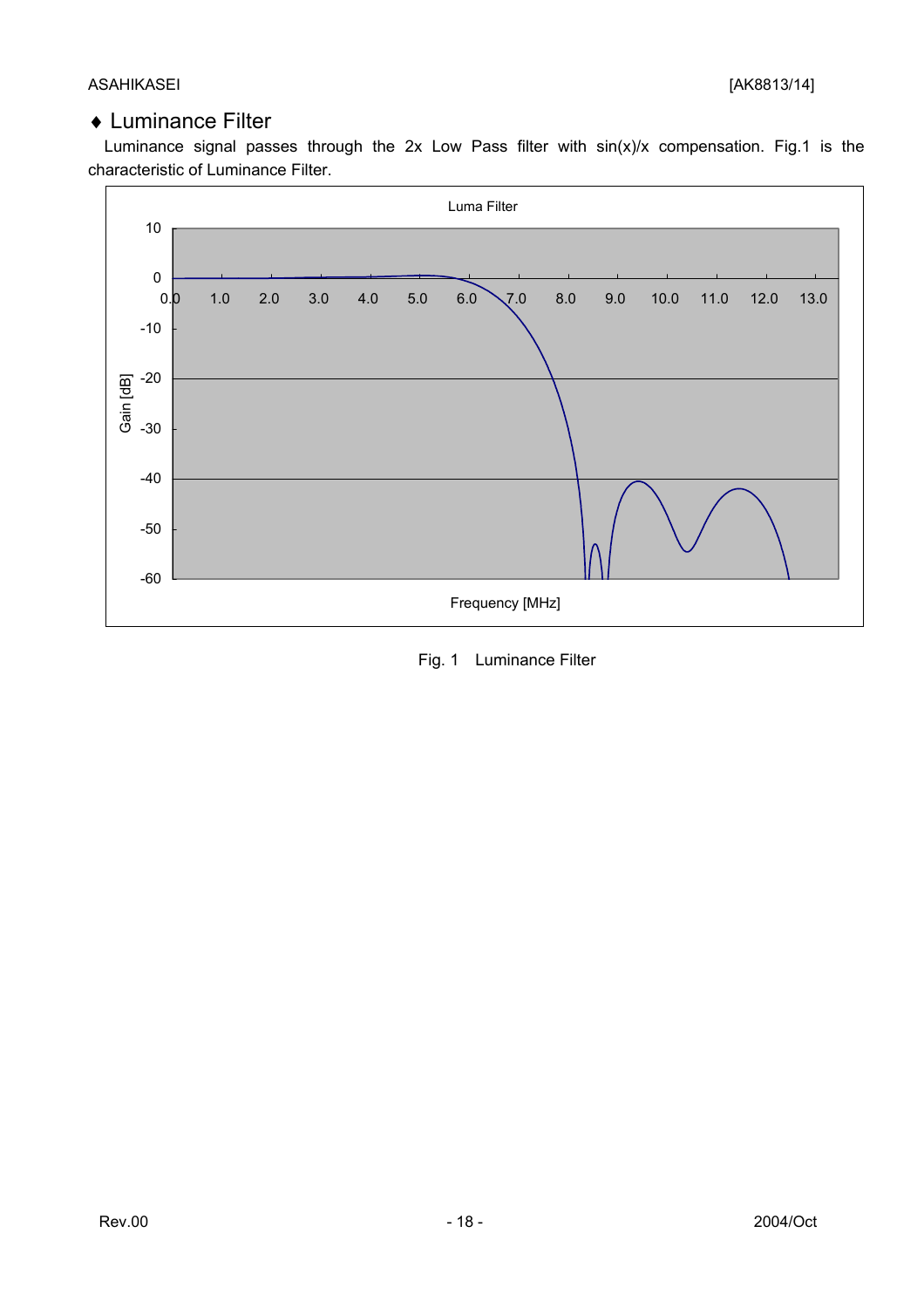## ♦ Luminance Filter

Luminance signal passes through the 2x Low Pass filter with sin(x)/x compensation. Fig.1 is the characteristic of Luminance Filter.

Fig. 1 Luminance Filter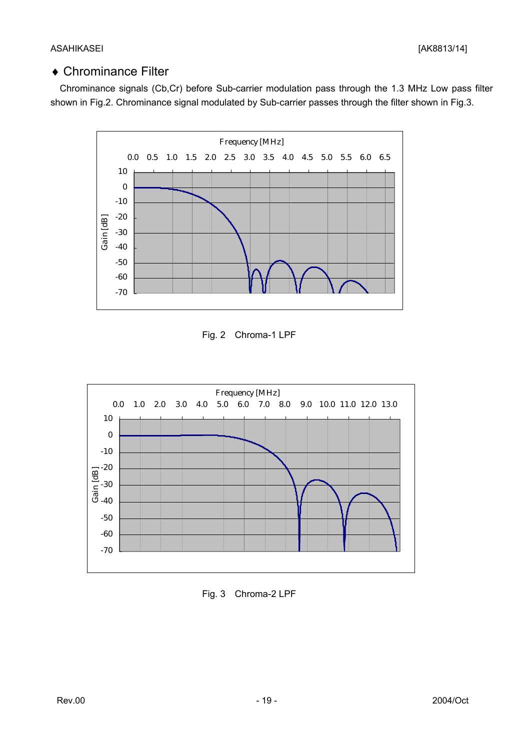## ♦ Chrominance Filter

Chrominance signals (Cb,Cr) before Sub-carrier modulation pass through the 1.3 MHz Low pass filter shown in Fig.2. Chrominance signal modulated by Sub-carrier passes through the filter shown in Fig.3.

Fig. 2　Chroma-1 LPF

Fig. 3　Chroma-2 LPF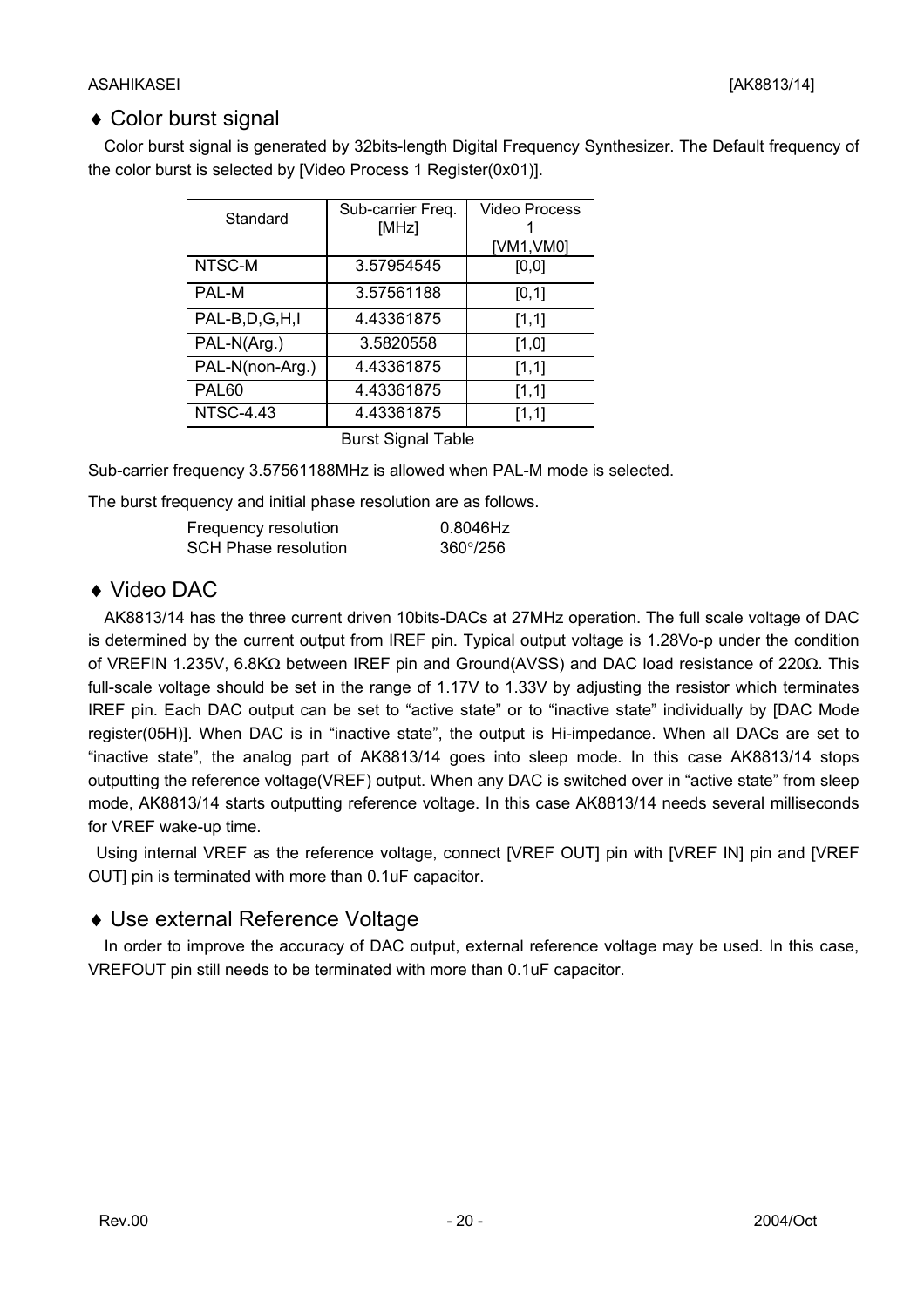## ♦ Color burst signal

Color burst signal is generated by 32bits-length Digital Frequency Synthesizer. The Default frequency of the color burst is selected by [Video Process 1 Register(0x01)].

| Standard | Sub-carrier Freq. [MHz] | Video Process 1 [VM1,VM0] |
|---|---|---|
| NTSC-M | 3.57954545 | [0,0] |
| PAL-M | 3.57561188 | [0,1] |
| PAL-B,D,G,H,I | 4.43361875 | [1,1] |
| PAL-N(Arg.) | 3.5820558 | [1,0] |
| PAL-N(non-Arg.) | 4.43361875 | [1,1] |
| PAL60 | 4.43361875 | [1,1] |
| NTSC-4.43 | 4.43361875 | [1,1] |

Burst Signal Table

Sub-carrier frequency 3.57561188MHz is allowed when PAL-M mode is selected.

The burst frequency and initial phase resolution are as follows.

| | |
|---|---|
| Frequency resolution | 0.8046Hz |
| SCH Phase resolution | 360°/256 |

## ♦ Video DAC

AK8813/14 has the three current driven 10bits-DACs at 27MHz operation. The full scale voltage of DAC is determined by the current output from IREF pin. Typical output voltage is 1.28Vo-p under the condition of VREFIN 1.235V, 6.8KΩ between IREF pin and Ground(AVSS) and DAC load resistance of 220Ω. This full-scale voltage should be set in the range of 1.17V to 1.33V by adjusting the resistor which terminates IREF pin. Each DAC output can be set to "active state" or to "inactive state" individually by [DAC Mode register(05H)]. When DAC is in "inactive state", the output is Hi-impedance. When all DACs are set to "inactive state", the analog part of AK8813/14 goes into sleep mode. In this case AK8813/14 stops outputting the reference voltage(VREF) output. When any DAC is switched over in "active state" from sleep mode, AK8813/14 starts outputting reference voltage. In this case AK8813/14 needs several milliseconds for VREF wake-up time.

Using internal VREF as the reference voltage, connect [VREF OUT] pin with [VREF IN] pin and [VREF OUT] pin is terminated with more than 0.1uF capacitor.

## ♦ Use external Reference Voltage

In order to improve the accuracy of DAC output, external reference voltage may be used. In this case, VREFOUT pin still needs to be terminated with more than 0.1uF capacitor.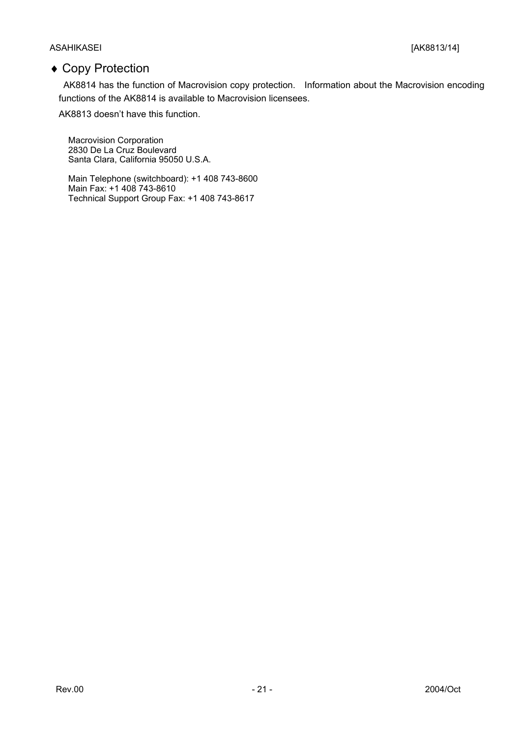## ♦ Copy Protection

AK8814 has the function of Macrovision copy protection. Information about the Macrovision encoding functions of the AK8814 is available to Macrovision licensees.

AK8813 doesn't have this function.

Macrovision Corporation
2830 De La Cruz Boulevard
Santa Clara, California 95050 U.S.A.

Main Telephone (switchboard): +1 408 743-8600
Main Fax: +1 408 743-8610
Technical Support Group Fax: +1 408 743-8617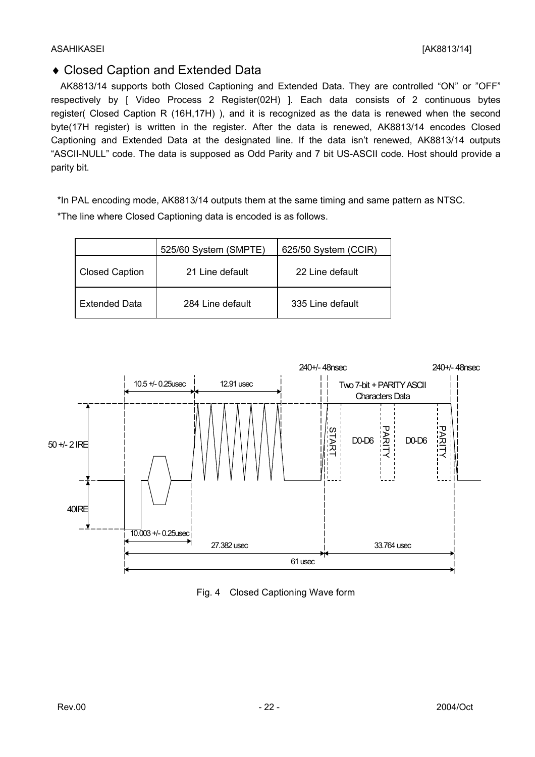## ♦ Closed Caption and Extended Data

AK8813/14 supports both Closed Captioning and Extended Data. They are controlled "ON" or "OFF" respectively by [ Video Process 2 Register(02H) ]. Each data consists of 2 continuous bytes register( Closed Caption R (16H,17H) ), and it is recognized as the data is renewed when the second byte(17H register) is written in the register. After the data is renewed, AK8813/14 encodes Closed Captioning and Extended Data at the designated line. If the data isn't renewed, AK8813/14 outputs "ASCII-NULL" code. The data is supposed as Odd Parity and 7 bit US-ASCII code. Host should provide a parity bit.

*In PAL encoding mode, AK8813/14 outputs them at the same timing and same pattern as NTSC.

*The line where Closed Captioning data is encoded is as follows.

| | 525/60 System (SMPTE) | 625/50 System (CCIR) |
|---|---|---|
| Closed Caption | 21 Line default | 22 Line default |
| Extended Data | 284 Line default | 335 Line default |

240+/- 48nsec 240+/- 48nsec

10.5 +/- 0.25usec 12.91 usec Two 7-bit + PARITY ASCII Characters Data

50 +/- 2 IRE START D0-D6 PARITY D0-D6 PARITY

40IRE

10.003 +/- 0.25usec

27.382 usec 33.764 usec

61 usec

Fig. 4 Closed Captioning Wave form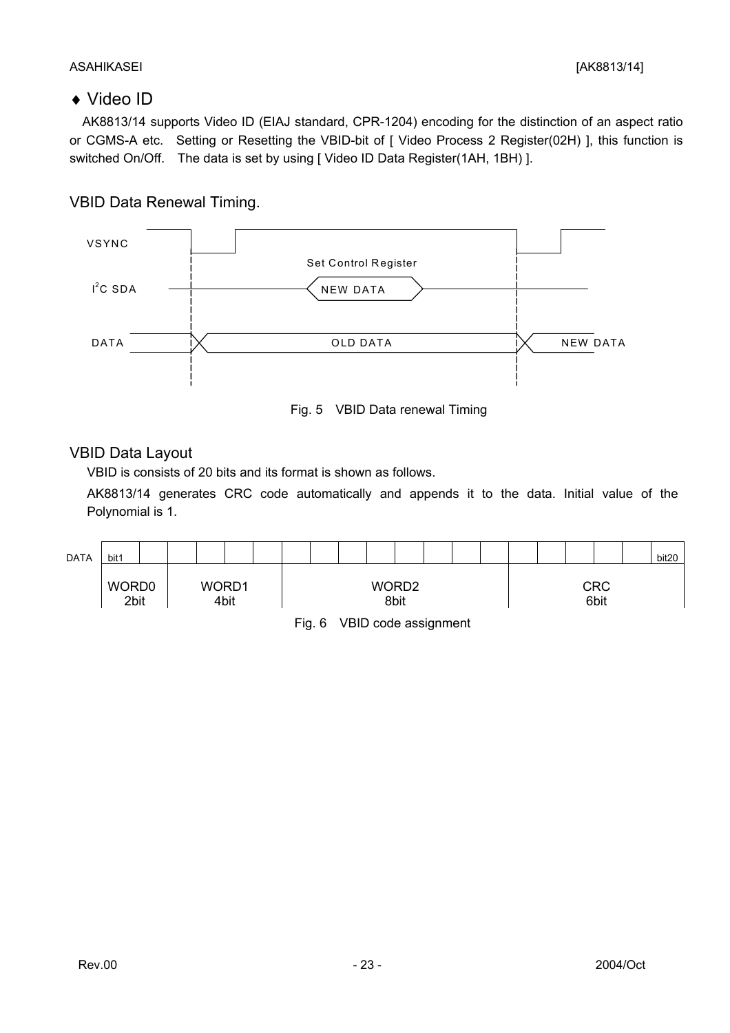## ♦ Video ID

AK8813/14 supports Video ID (EIAJ standard, CPR-1204) encoding for the distinction of an aspect ratio or CGMS-A etc. Setting or Resetting the VBID-bit of [ Video Process 2 Register(02H) ], this function is switched On/Off. The data is set by using [ Video ID Data Register(1AH, 1BH) ].

### VBID Data Renewal Timing.

VSYNC

Set Control Register

$I^2C$ SDA — NEW DATA

DATA — OLD DATA — NEW DATA

Fig. 5 VBID Data renewal Timing

### VBID Data Layout

VBID is consists of 20 bits and its format is shown as follows.

AK8813/14 generates CRC code automatically and appends it to the data. Initial value of the Polynomial is 1.

| DATA | bit1 ... | ... | ... | ... bit20 |
|---|---|---|---|---|
| | WORD0 2bit | WORD1 4bit | WORD2 8bit | CRC 6bit |

Fig. 6 VBID code assignment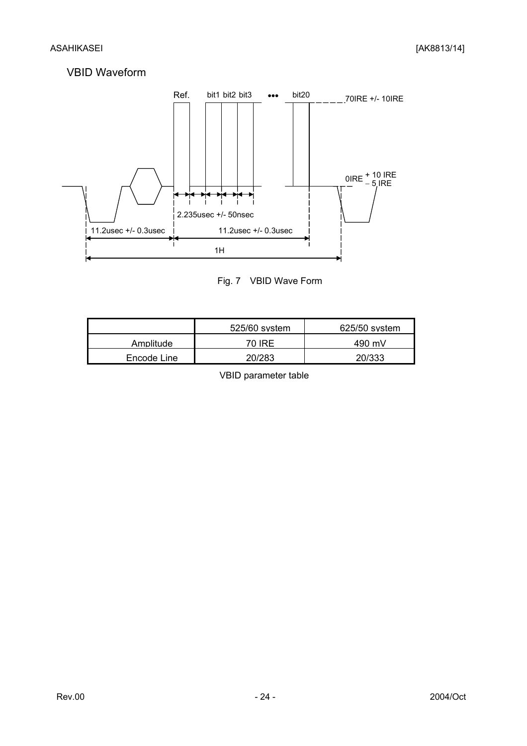## VBID Waveform

Ref. bit1 bit2 bit3 ••• bit20

70IRE +/- 10IRE

0IRE + 10 IRE − 5 IRE

2.235usec +/- 50nsec

11.2usec +/- 0.3usec

11.2usec +/- 0.3usec

1H

Fig. 7 VBID Wave Form

| | 525/60 system | 625/50 system |
|---|---|---|
| Amplitude | 70 IRE | 490 mV |
| Encode Line | 20/283 | 20/333 |

VBID parameter table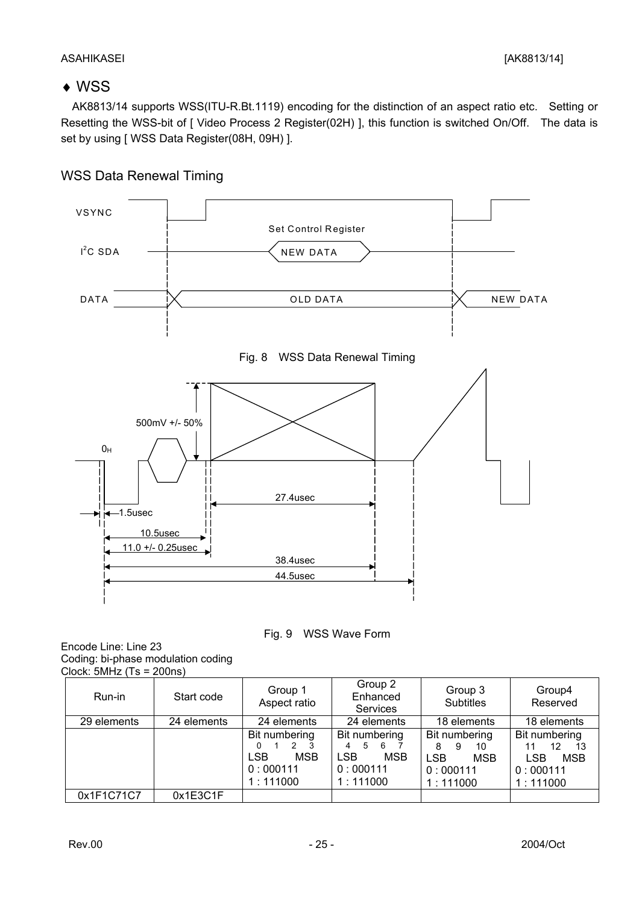## ♦ WSS

AK8813/14 supports WSS(ITU-R.Bt.1119) encoding for the distinction of an aspect ratio etc. Setting or Resetting the WSS-bit of [ Video Process 2 Register(02H) ], this function is switched On/Off. The data is set by using [ WSS Data Register(08H, 09H) ].

### WSS Data Renewal Timing

Fig. 8 WSS Data Renewal Timing

Fig. 9 WSS Wave Form

Encode Line: Line 23
Coding: bi-phase modulation coding
Clock: 5MHz (Ts = 200ns)

| Run-in | Start code | Group 1 Aspect ratio | Group 2 Enhanced Services | Group 3 Subtitles | Group4 Reserved |
|---|---|---|---|---|---|
| 29 elements | 24 elements | 24 elements | 24 elements | 18 elements | 18 elements |
| | | Bit numbering 0 1 2 3 LSB MSB 0 : 000111 1 : 111000 | Bit numbering 4 5 6 7 LSB MSB 0 : 000111 1 : 111000 | Bit numbering 8 9 10 LSB MSB 0 : 000111 1 : 111000 | Bit numbering 11 12 13 LSB MSB 0 : 000111 1 : 111000 |
| 0x1F1C71C7 | 0x1E3C1F | | | | |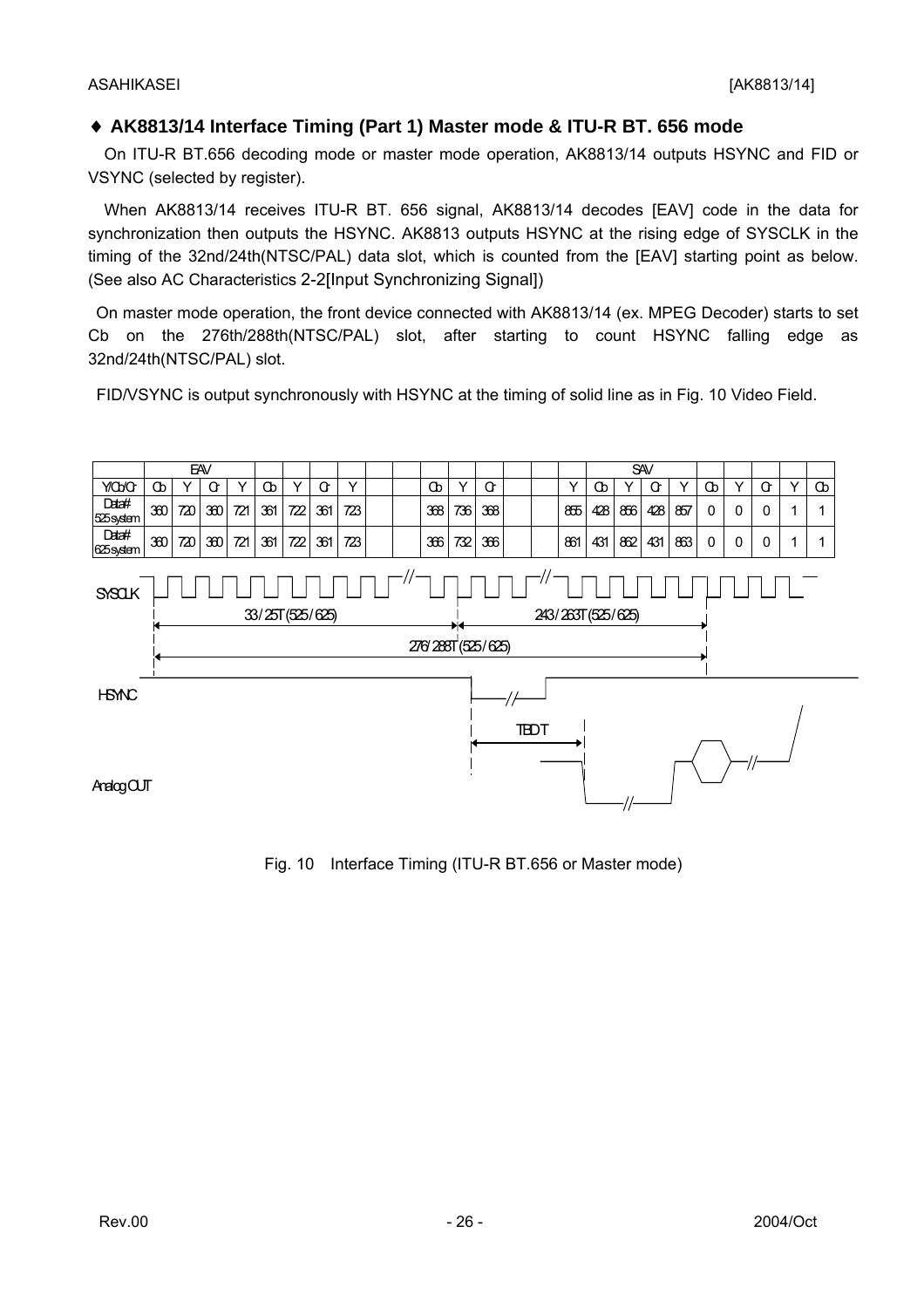## ♦ AK8813/14 Interface Timing (Part 1) Master mode & ITU-R BT. 656 mode

On ITU-R BT.656 decoding mode or master mode operation, AK8813/14 outputs HSYNC and FID or VSYNC (selected by register).

When AK8813/14 receives ITU-R BT. 656 signal, AK8813/14 decodes [EAV] code in the data for synchronization then outputs the HSYNC. AK8813 outputs HSYNC at the rising edge of SYSCLK in the timing of the 32nd/24th(NTSC/PAL) data slot, which is counted from the [EAV] starting point as below. (See also AC Characteristics 2-2[Input Synchronizing Signal])

On master mode operation, the front device connected with AK8813/14 (ex. MPEG Decoder) starts to set Cb on the 276th/288th(NTSC/PAL) slot, after starting to count HSYNC falling edge as 32nd/24th(NTSC/PAL) slot.

FID/VSYNC is output synchronously with HSYNC at the timing of solid line as in Fig. 10 Video Field.

| | EAV | | | | | | | | | | | | | | | | SAV | | | | | | | | | |
|---|---|---|---|---|---|---|---|---|---|---|---|---|---|---|---|---|---|---|---|---|---|---|---|---|---|---|
| Y/Cb/Cr | Cb | Y | Cr | Y | Cb | Y | Cr | Y | | | Cb | Y | Cr | | | Y | Cb | Y | Cr | Y | Cb | Y | Cr | Y | Cb |
| Data# 525 system | 360 | 720 | 360 | 721 | 361 | 722 | 361 | 723 | | | 368 | 736 | 368 | | | 855 | 428 | 856 | 428 | 857 | 0 | 0 | 0 | 1 | 1 |
| Data# 625 system | 360 | 720 | 360 | 721 | 361 | 722 | 361 | 723 | | | 366 | 732 | 366 | | | 861 | 431 | 862 | 431 | 863 | 0 | 0 | 0 | 1 | 1 |

SYSCLK

33 / 25T (525 / 625)

243 / 263T (525 / 625)

276 / 288T (525 / 625)

HSYNC

TBD T

Analog OUT

Fig. 10 Interface Timing (ITU-R BT.656 or Master mode)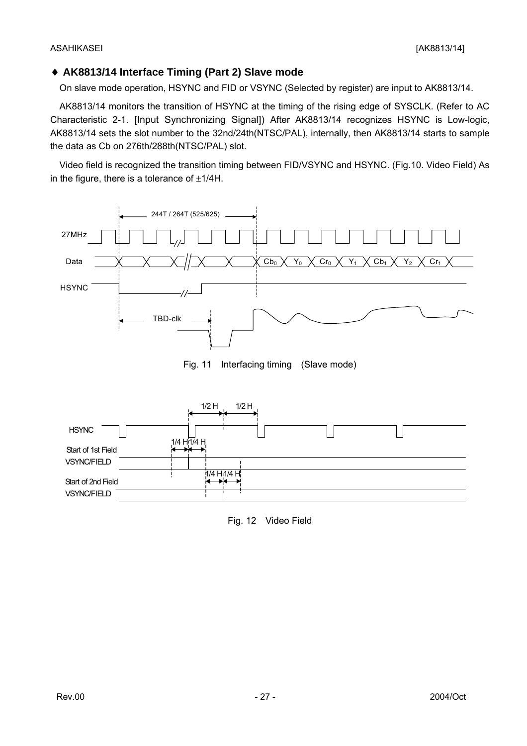## ♦ AK8813/14 Interface Timing (Part 2) Slave mode

On slave mode operation, HSYNC and FID or VSYNC (Selected by register) are input to AK8813/14.

AK8813/14 monitors the transition of HSYNC at the timing of the rising edge of SYSCLK. (Refer to AC Characteristic 2-1. [Input Synchronizing Signal]) After AK8813/14 recognizes HSYNC is Low-logic, AK8813/14 sets the slot number to the 32nd/24th(NTSC/PAL), internally, then AK8813/14 starts to sample the data as Cb on 276th/288th(NTSC/PAL) slot.

Video field is recognized the transition timing between FID/VSYNC and HSYNC. (Fig.10. Video Field) As in the figure, there is a tolerance of ±1/4H.

Fig. 11 Interfacing timing (Slave mode)

Fig. 12 Video Field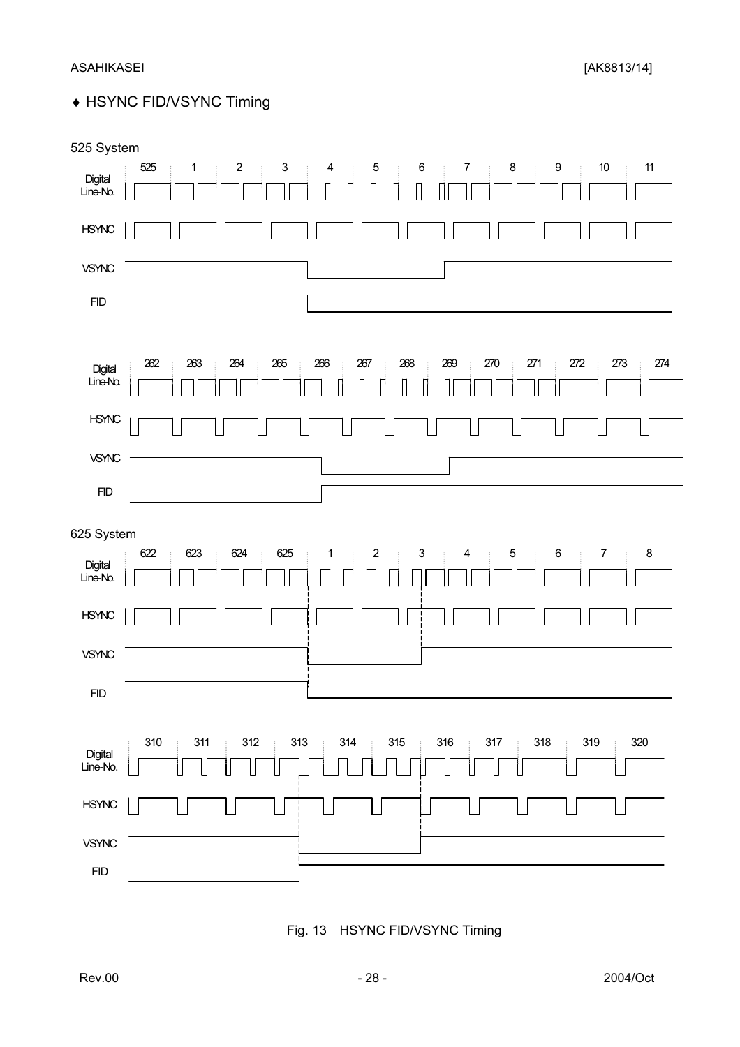♦ HSYNC FID/VSYNC Timing

525 System

Digital Line-No. 525 1 2 3 4 5 6 7 8 9 10 11

HSYNC

VSYNC

FID

Digital Line-No. 262 263 264 265 266 267 268 269 270 271 272 273 274

HSYNC

VSYNC

FID

625 System

Digital Line-No. 622 623 624 625 1 2 3 4 5 6 7 8

HSYNC

VSYNC

FID

Digital Line-No. 310 311 312 313 314 315 316 317 318 319 320

HSYNC

VSYNC

FID

Fig. 13 HSYNC FID/VSYNC Timing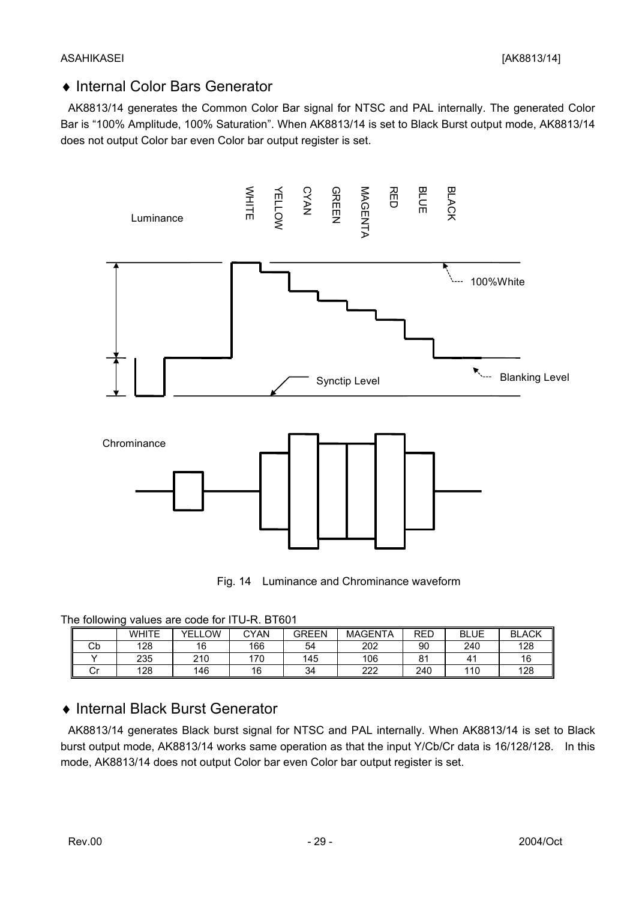## ♦ Internal Color Bars Generator

AK8813/14 generates the Common Color Bar signal for NTSC and PAL internally. The generated Color Bar is "100% Amplitude, 100% Saturation". When AK8813/14 is set to Black Burst output mode, AK8813/14 does not output Color bar even Color bar output register is set.

Fig. 14 Luminance and Chrominance waveform

The following values are code for ITU-R. BT601

| | WHITE | YELLOW | CYAN | GREEN | MAGENTA | RED | BLUE | BLACK |
|---|---|---|---|---|---|---|---|---|
| Cb | 128 | 16 | 166 | 54 | 202 | 90 | 240 | 128 |
| Y | 235 | 210 | 170 | 145 | 106 | 81 | 41 | 16 |
| Cr | 128 | 146 | 16 | 34 | 222 | 240 | 110 | 128 |

## ♦ Internal Black Burst Generator

AK8813/14 generates Black burst signal for NTSC and PAL internally. When AK8813/14 is set to Black burst output mode, AK8813/14 works same operation as that the input Y/Cb/Cr data is 16/128/128. In this mode, AK8813/14 does not output Color bar even Color bar output register is set.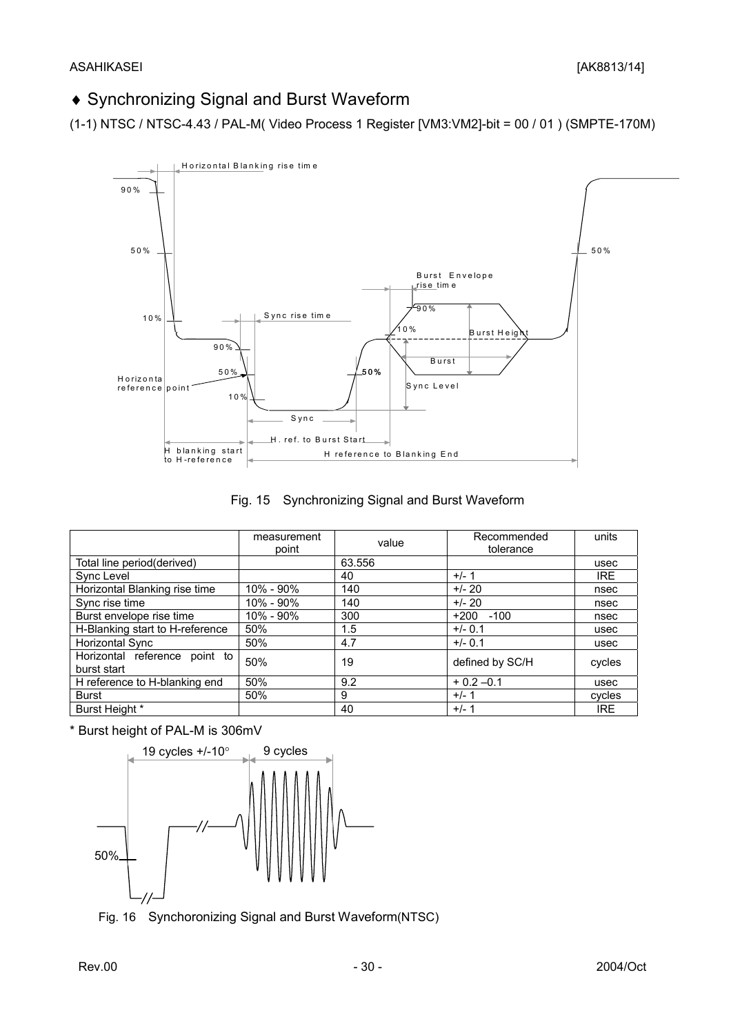## ♦ Synchronizing Signal and Burst Waveform

(1-1) NTSC / NTSC-4.43 / PAL-M( Video Process 1 Register [VM3:VM2]-bit = 00 / 01 ) (SMPTE-170M)

Fig. 15 Synchronizing Signal and Burst Waveform

| | measurement point | value | Recommended tolerance | units |
|---|---|---|---|---|
| Total line period(derived) | | 63.556 | | usec |
| Sync Level | | 40 | +/- 1 | IRE |
| Horizontal Blanking rise time | 10% - 90% | 140 | +/- 20 | nsec |
| Sync rise time | 10% - 90% | 140 | +/- 20 | nsec |
| Burst envelope rise time | 10% - 90% | 300 | +200 -100 | nsec |
| H-Blanking start to H-reference | 50% | 1.5 | +/- 0.1 | usec |
| Horizontal Sync | 50% | 4.7 | +/- 0.1 | usec |
| Horizontal reference point to burst start | 50% | 19 | defined by SC/H | cycles |
| H reference to H-blanking end | 50% | 9.2 | + 0.2 –0.1 | usec |
| Burst | 50% | 9 | +/- 1 | cycles |
| Burst Height * | | 40 | +/- 1 | IRE |

\* Burst height of PAL-M is 306mV

Fig. 16 Synchoronizing Signal and Burst Waveform(NTSC)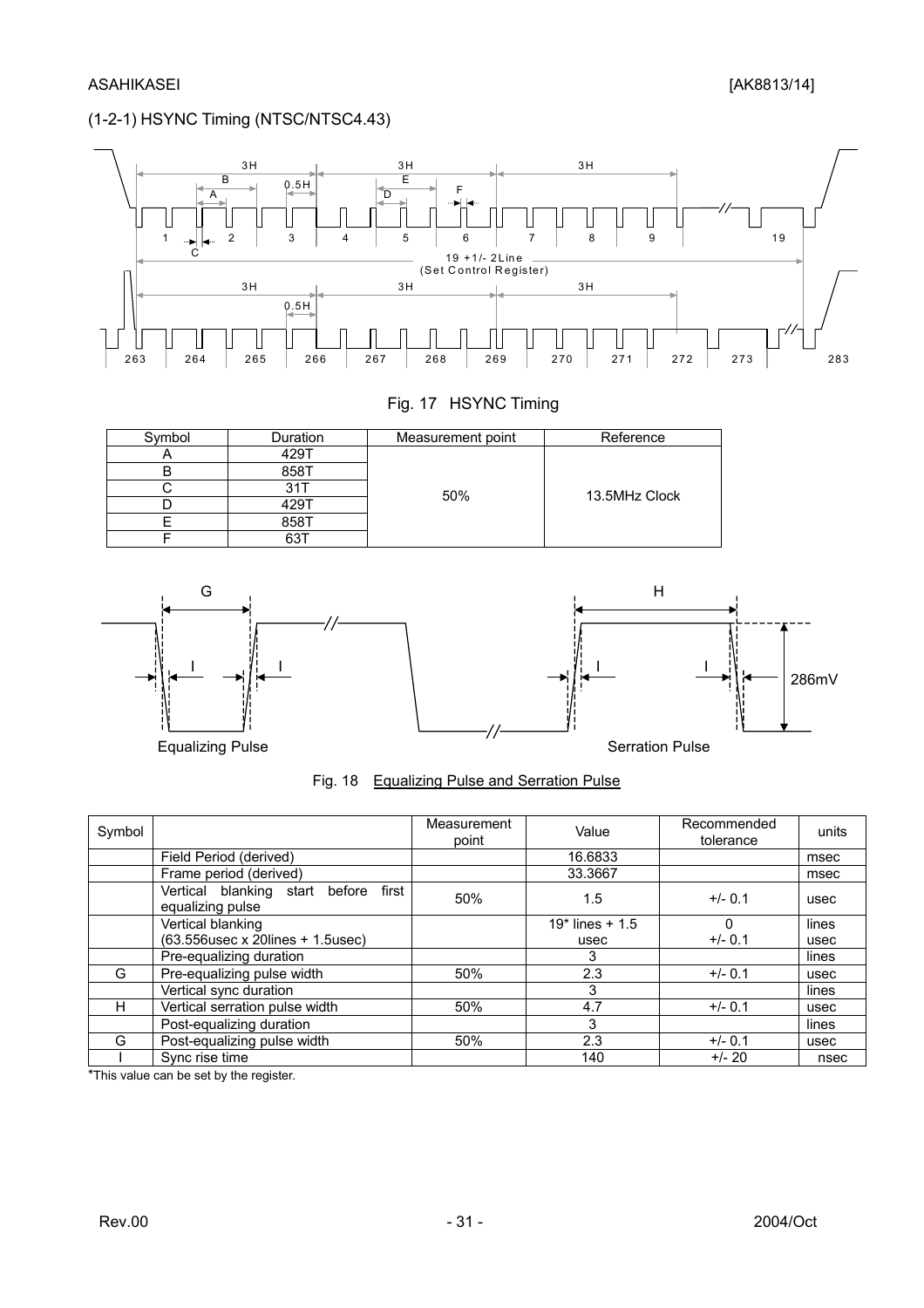## (1-2-1) HSYNC Timing (NTSC/NTSC4.43)

Fig. 17 HSYNC Timing

| Symbol | Duration | Measurement point | Reference |
|---|---|---|---|
| A | 429T | 50% | 13.5MHz Clock |
| B | 858T | | |
| C | 31T | | |
| D | 429T | | |
| E | 858T | | |
| F | 63T | | |

Fig. 18 Equalizing Pulse and Serration Pulse

| Symbol | | Measurement point | Value | Recommended tolerance | units |
|---|---|---|---|---|---|
| | Field Period (derived) | | 16.6833 | | msec |
| | Frame period (derived) | | 33.3667 | | msec |
| | Vertical blanking start before first equalizing pulse | 50% | 1.5 | +/- 0.1 | usec |
| | Vertical blanking (63.556usec x 20lines + 1.5usec) | | 19* lines + 1.5 usec | 0 +/- 0.1 | lines usec |
| | Pre-equalizing duration | | 3 | | lines |
| G | Pre-equalizing pulse width | 50% | 2.3 | +/- 0.1 | usec |
| | Vertical sync duration | | 3 | | lines |
| H | Vertical serration pulse width | 50% | 4.7 | +/- 0.1 | usec |
| | Post-equalizing duration | | 3 | | lines |
| G | Post-equalizing pulse width | 50% | 2.3 | +/- 0.1 | usec |
| I | Sync rise time | | 140 | +/- 20 | nsec |

*This value can be set by the register.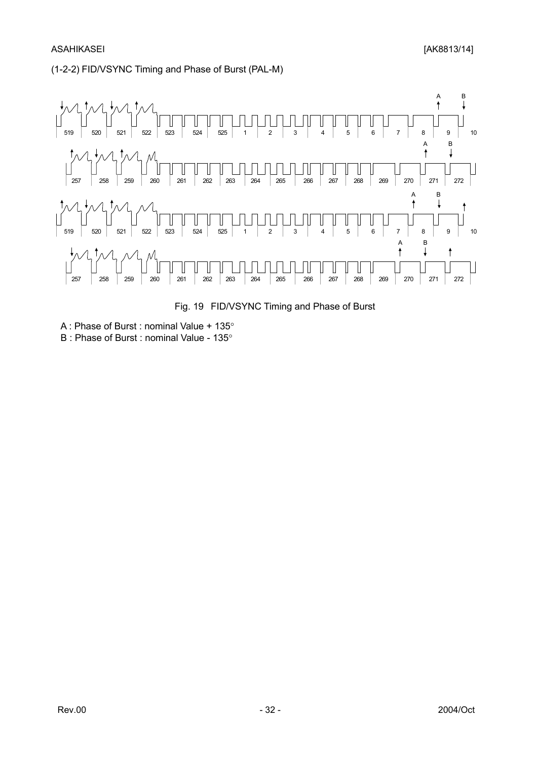(1-2-2) FID/VSYNC Timing and Phase of Burst (PAL-M)

Fig. 19 FID/VSYNC Timing and Phase of Burst

A : Phase of Burst : nominal Value + 135°

B : Phase of Burst : nominal Value - 135°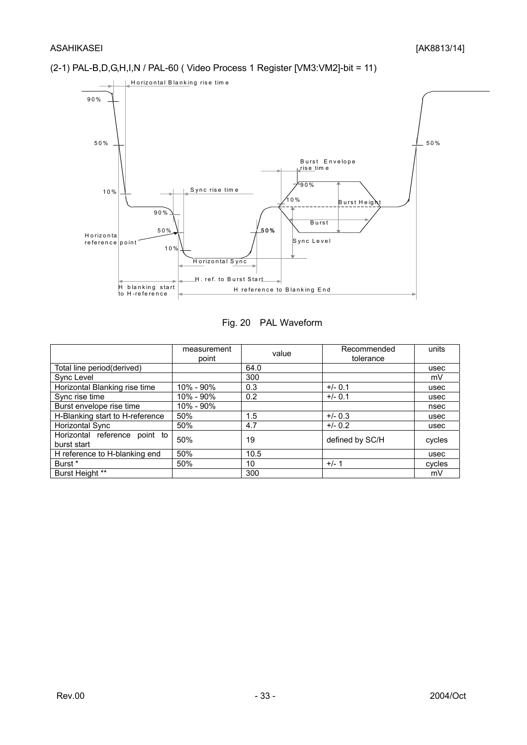(2-1) PAL-B,D,G,H,I,N / PAL-60 ( Video Process 1 Register [VM3:VM2]-bit = 11)

Fig. 20 PAL Waveform

| | measurement point | value | Recommended tolerance | units |
|---|---|---|---|---|
| Total line period(derived) | | 64.0 | | usec |
| Sync Level | | 300 | | mV |
| Horizontal Blanking rise time | 10% - 90% | 0.3 | +/- 0.1 | usec |
| Sync rise time | 10% - 90% | 0.2 | +/- 0.1 | usec |
| Burst envelope rise time | 10% - 90% | | | nsec |
| H-Blanking start to H-reference | 50% | 1.5 | +/- 0.3 | usec |
| Horizontal Sync | 50% | 4.7 | +/- 0.2 | usec |
| Horizontal reference point to burst start | 50% | 19 | defined by SC/H | cycles |
| H reference to H-blanking end | 50% | 10.5 | | usec |
| Burst * | 50% | 10 | +/- 1 | cycles |
| Burst Height ** | | 300 | | mV |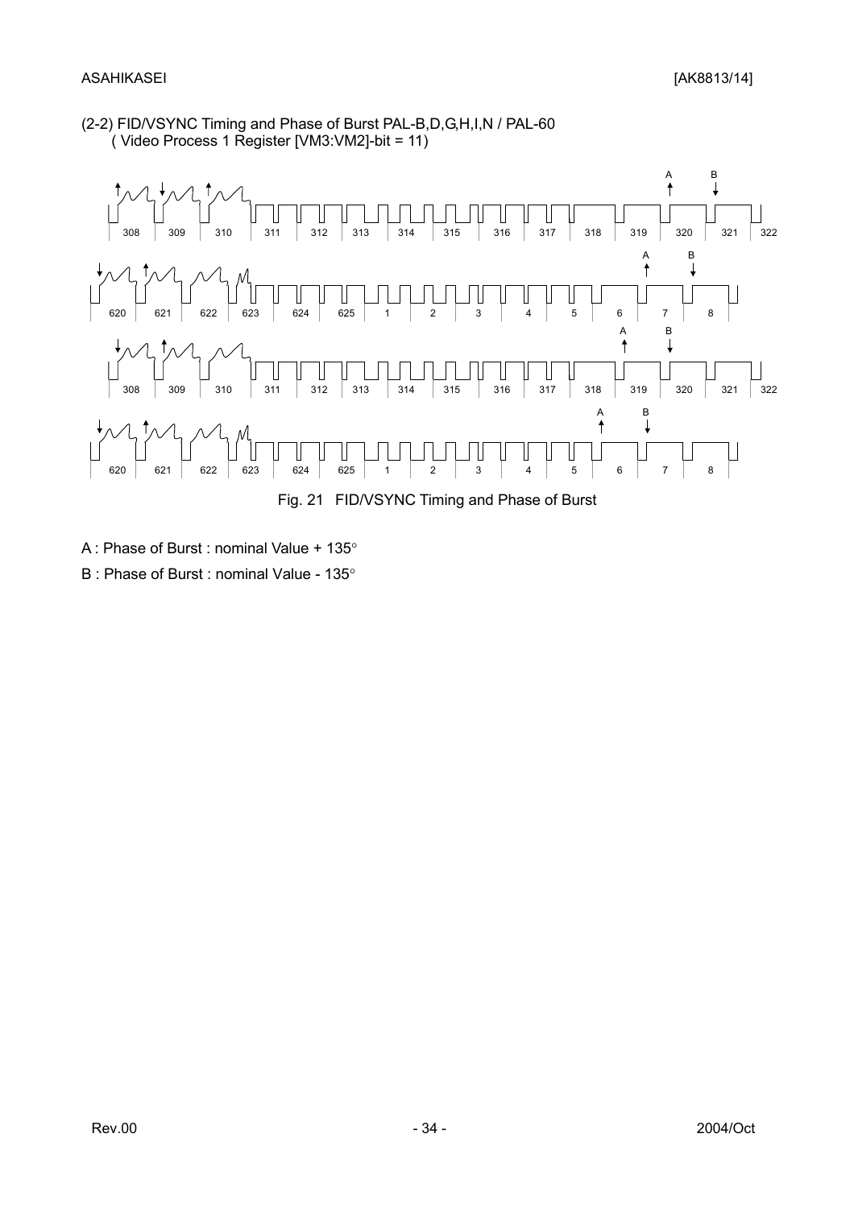(2-2) FID/VSYNC Timing and Phase of Burst PAL-B,D,G,H,I,N / PAL-60
( Video Process 1 Register [VM3:VM2]-bit = 11)

Fig. 21 FID/VSYNC Timing and Phase of Burst

A : Phase of Burst : nominal Value + 135°

B : Phase of Burst : nominal Value - 135°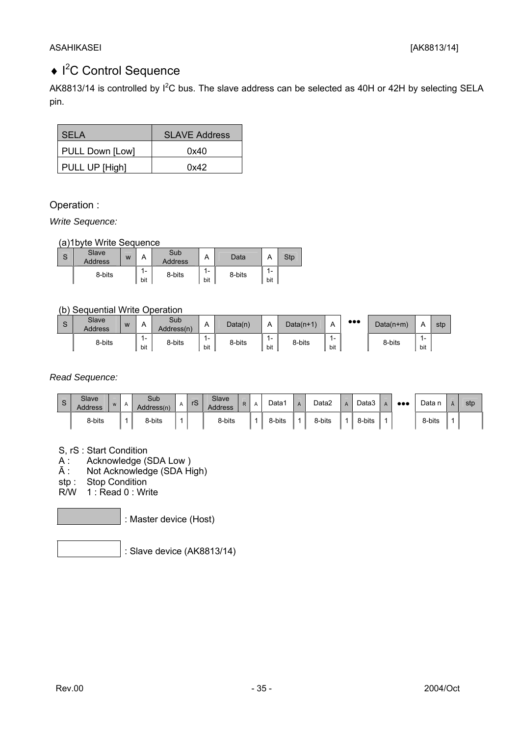## ♦ I²C Control Sequence

AK8813/14 is controlled by I²C bus. The slave address can be selected as 40H or 42H by selecting SELA pin.

| SELA | SLAVE Address |
|---|---|
| PULL Down [Low] | 0x40 |
| PULL UP [High] | 0x42 |

Operation :

*Write Sequence:*

(a)1byte Write Sequence

| S | Slave Address | w | A | Sub Address | A | Data | A | Stp |
|---|---|---|---|---|---|---|---|---|
| | 8-bits | | 1-bit | 8-bits | 1-bit | 8-bits | 1-bit | |

(b) Sequential Write Operation

| S | Slave Address | w | A | Sub Address(n) | A | Data(n) | A | Data(n+1) | A | ●●● | Data(n+m) | A | stp |
|---|---|---|---|---|---|---|---|---|---|---|---|---|---|
| | 8-bits | | 1-bit | 8-bits | 1-bit | 8-bits | 1-bit | 8-bits | 1-bit | | 8-bits | 1-bit | |

*Read Sequence:*

| S | Slave Address | w | A | Sub Address(n) | A | rS | Slave Address | R | A | Data1 | A | Data2 | A | Data3 | A | ●●● | Data n | Ā | stp |
|---|---|---|---|---|---|---|---|---|---|---|---|---|---|---|---|---|---|---|---|
| | 8-bits | | 1 | 8-bits | 1 | | 8-bits | | 1 | 8-bits | 1 | 8-bits | 1 | 8-bits | 1 | | 8-bits | 1 | |

S, rS : Start Condition
A : Acknowledge (SDA Low )
Ā : Not Acknowledge (SDA High)
stp : Stop Condition
R/W 1 : Read 0 : Write

(shaded box) : Master device (Host)

(white box) : Slave device (AK8813/14)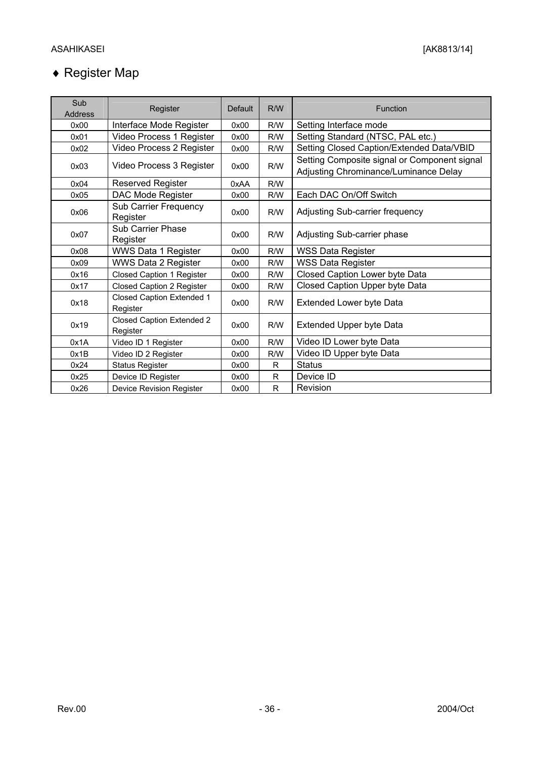## ♦ Register Map

| Sub Address | Register | Default | R/W | Function |
|---|---|---|---|---|
| 0x00 | Interface Mode Register | 0x00 | R/W | Setting Interface mode |
| 0x01 | Video Process 1 Register | 0x00 | R/W | Setting Standard (NTSC, PAL etc.) |
| 0x02 | Video Process 2 Register | 0x00 | R/W | Setting Closed Caption/Extended Data/VBID |
| 0x03 | Video Process 3 Register | 0x00 | R/W | Setting Composite signal or Component signal Adjusting Chrominance/Luminance Delay |
| 0x04 | Reserved Register | 0xAA | R/W | |
| 0x05 | DAC Mode Register | 0x00 | R/W | Each DAC On/Off Switch |
| 0x06 | Sub Carrier Frequency Register | 0x00 | R/W | Adjusting Sub-carrier frequency |
| 0x07 | Sub Carrier Phase Register | 0x00 | R/W | Adjusting Sub-carrier phase |
| 0x08 | WWS Data 1 Register | 0x00 | R/W | WSS Data Register |
| 0x09 | WWS Data 2 Register | 0x00 | R/W | WSS Data Register |
| 0x16 | Closed Caption 1 Register | 0x00 | R/W | Closed Caption Lower byte Data |
| 0x17 | Closed Caption 2 Register | 0x00 | R/W | Closed Caption Upper byte Data |
| 0x18 | Closed Caption Extended 1 Register | 0x00 | R/W | Extended Lower byte Data |
| 0x19 | Closed Caption Extended 2 Register | 0x00 | R/W | Extended Upper byte Data |
| 0x1A | Video ID 1 Register | 0x00 | R/W | Video ID Lower byte Data |
| 0x1B | Video ID 2 Register | 0x00 | R/W | Video ID Upper byte Data |
| 0x24 | Status Register | 0x00 | R | Status |
| 0x25 | Device ID Register | 0x00 | R | Device ID |
| 0x26 | Device Revision Register | 0x00 | R | Revision |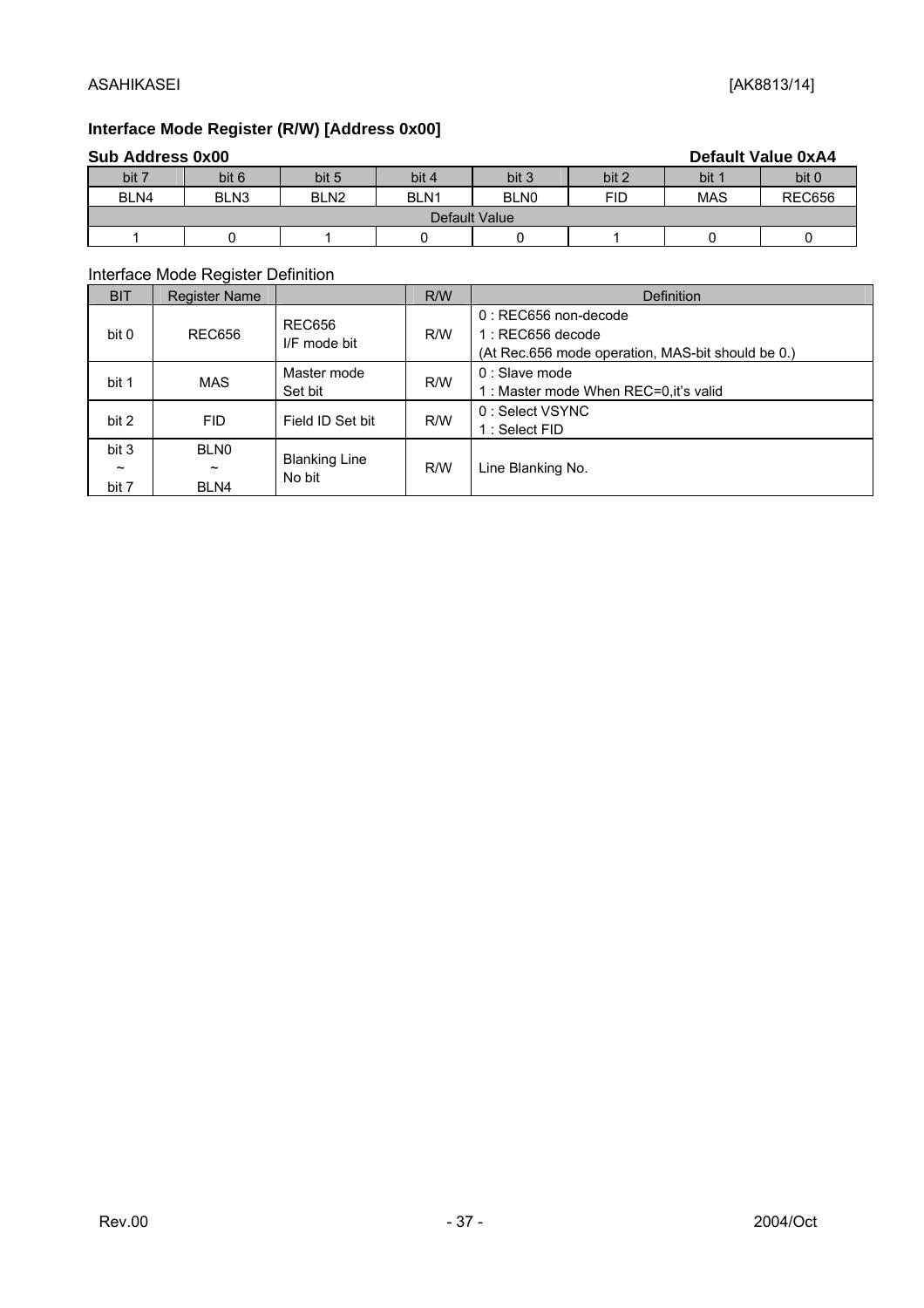## Interface Mode Register (R/W) [Address 0x00]

**Sub Address 0x00** **Default Value 0xA4**

| bit 7 | bit 6 | bit 5 | bit 4 | bit 3 | bit 2 | bit 1 | bit 0 |
|---|---|---|---|---|---|---|---|
| BLN4 | BLN3 | BLN2 | BLN1 | BLN0 | FID | MAS | REC656 |
| Default Value | | | | | | | |
| 1 | 0 | 1 | 0 | 0 | 1 | 0 | 0 |

Interface Mode Register Definition

| BIT | Register Name | | R/W | Definition |
|---|---|---|---|---|
| bit 0 | REC656 | REC656 I/F mode bit | R/W | 0 : REC656 non-decode<br>1 : REC656 decode<br>(At Rec.656 mode operation, MAS-bit should be 0.) |
| bit 1 | MAS | Master mode Set bit | R/W | 0 : Slave mode<br>1 : Master mode When REC=0,it's valid |
| bit 2 | FID | Field ID Set bit | R/W | 0 : Select VSYNC<br>1 : Select FID |
| bit 3 ~ bit 7 | BLN0 ~ BLN4 | Blanking Line No bit | R/W | Line Blanking No. |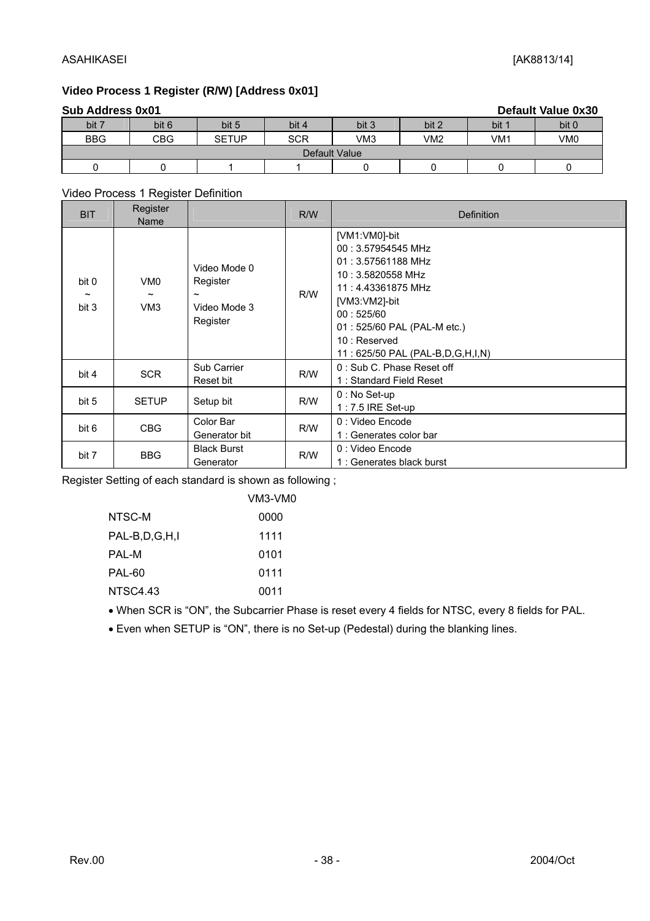**Video Process 1 Register (R/W) [Address 0x01]**

**Sub Address 0x01** **Default Value 0x30**

| bit 7 | bit 6 | bit 5 | bit 4 | bit 3 | bit 2 | bit 1 | bit 0 |
|---|---|---|---|---|---|---|---|
| BBG | CBG | SETUP | SCR | VM3 | VM2 | VM1 | VM0 |
| Default Value | | | | | | | |
| 0 | 0 | 1 | 1 | 0 | 0 | 0 | 0 |

Video Process 1 Register Definition

| BIT | Register Name | | R/W | Definition |
|---|---|---|---|---|
| bit 0 ~ bit 3 | VM0 ~ VM3 | Video Mode 0 Register ~ Video Mode 3 Register | R/W | [VM1:VM0]-bit<br>00 : 3.57954545 MHz<br>01 : 3.57561188 MHz<br>10 : 3.5820558 MHz<br>11 : 4.43361875 MHz<br>[VM3:VM2]-bit<br>00 : 525/60<br>01 : 525/60 PAL (PAL-M etc.)<br>10 : Reserved<br>11 : 625/50 PAL (PAL-B,D,G,H,I,N) |
| bit 4 | SCR | Sub Carrier Reset bit | R/W | 0 : Sub C. Phase Reset off<br>1 : Standard Field Reset |
| bit 5 | SETUP | Setup bit | R/W | 0 : No Set-up<br>1 : 7.5 IRE Set-up |
| bit 6 | CBG | Color Bar Generator bit | R/W | 0 : Video Encode<br>1 : Generates color bar |
| bit 7 | BBG | Black Burst Generator | R/W | 0 : Video Encode<br>1 : Generates black burst |

Register Setting of each standard is shown as following ;

| | VM3-VM0 |
|---|---|
| NTSC-M | 0000 |
| PAL-B,D,G,H,I | 1111 |
| PAL-M | 0101 |
| PAL-60 | 0111 |
| NTSC4.43 | 0011 |

- When SCR is "ON", the Subcarrier Phase is reset every 4 fields for NTSC, every 8 fields for PAL.
- Even when SETUP is "ON", there is no Set-up (Pedestal) during the blanking lines.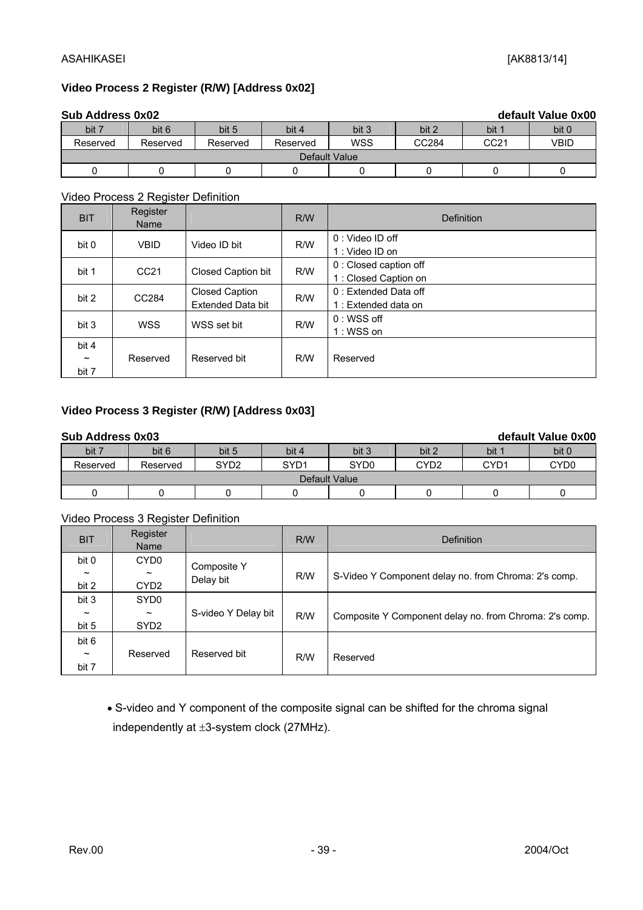### Video Process 2 Register (R/W) [Address 0x02]

**Sub Address 0x02** **default Value 0x00**

| bit 7 | bit 6 | bit 5 | bit 4 | bit 3 | bit 2 | bit 1 | bit 0 |
|---|---|---|---|---|---|---|---|
| Reserved | Reserved | Reserved | Reserved | WSS | CC284 | CC21 | VBID |
| Default Value | | | | | | | |
| 0 | 0 | 0 | 0 | 0 | 0 | 0 | 0 |

Video Process 2 Register Definition

| BIT | Register Name | | R/W | Definition |
|---|---|---|---|---|
| bit 0 | VBID | Video ID bit | R/W | 0 : Video ID off<br>1 : Video ID on |
| bit 1 | CC21 | Closed Caption bit | R/W | 0 : Closed caption off<br>1 : Closed Caption on |
| bit 2 | CC284 | Closed Caption Extended Data bit | R/W | 0 : Extended Data off<br>1 : Extended data on |
| bit 3 | WSS | WSS set bit | R/W | 0 : WSS off<br>1 : WSS on |
| bit 4 ~ bit 7 | Reserved | Reserved bit | R/W | Reserved |

### Video Process 3 Register (R/W) [Address 0x03]

**Sub Address 0x03** **default Value 0x00**

| bit 7 | bit 6 | bit 5 | bit 4 | bit 3 | bit 2 | bit 1 | bit 0 |
|---|---|---|---|---|---|---|---|
| Reserved | Reserved | SYD2 | SYD1 | SYD0 | CYD2 | CYD1 | CYD0 |
| Default Value | | | | | | | |
| 0 | 0 | 0 | 0 | 0 | 0 | 0 | 0 |

Video Process 3 Register Definition

| BIT | Register Name | | R/W | Definition |
|---|---|---|---|---|
| bit 0 ~ bit 2 | CYD0 ~ CYD2 | Composite Y Delay bit | R/W | S-Video Y Component delay no. from Chroma: 2's comp. |
| bit 3 ~ bit 5 | SYD0 ~ SYD2 | S-video Y Delay bit | R/W | Composite Y Component delay no. from Chroma: 2's comp. |
| bit 6 ~ bit 7 | Reserved | Reserved bit | R/W | Reserved |

- S-video and Y component of the composite signal can be shifted for the chroma signal independently at ±3-system clock (27MHz).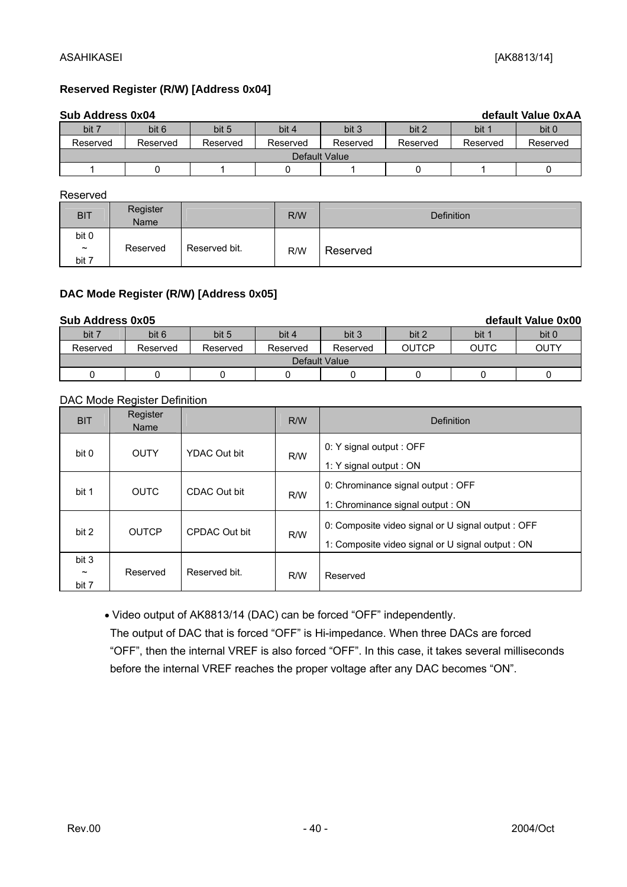### Reserved Register (R/W) [Address 0x04]

**Sub Address 0x04** **default Value 0xAA**

| bit 7 | bit 6 | bit 5 | bit 4 | bit 3 | bit 2 | bit 1 | bit 0 |
|---|---|---|---|---|---|---|---|
| Reserved | Reserved | Reserved | Reserved | Reserved | Reserved | Reserved | Reserved |
| Default Value | | | | | | | |
| 1 | 0 | 1 | 0 | 1 | 0 | 1 | 0 |

Reserved

| BIT | Register Name | | R/W | Definition |
|---|---|---|---|---|
| bit 0 ~ bit 7 | Reserved | Reserved bit. | R/W | Reserved |

### DAC Mode Register (R/W) [Address 0x05]

**Sub Address 0x05** **default Value 0x00**

| bit 7 | bit 6 | bit 5 | bit 4 | bit 3 | bit 2 | bit 1 | bit 0 |
|---|---|---|---|---|---|---|---|
| Reserved | Reserved | Reserved | Reserved | Reserved | OUTCP | OUTC | OUTY |
| Default Value | | | | | | | |
| 0 | 0 | 0 | 0 | 0 | 0 | 0 | 0 |

DAC Mode Register Definition

| BIT | Register Name | | R/W | Definition |
|---|---|---|---|---|
| bit 0 | OUTY | YDAC Out bit | R/W | 0: Y signal output : OFF<br>1: Y signal output : ON |
| bit 1 | OUTC | CDAC Out bit | R/W | 0: Chrominance signal output : OFF<br>1: Chrominance signal output : ON |
| bit 2 | OUTCP | CPDAC Out bit | R/W | 0: Composite video signal or U signal output : OFF<br>1: Composite video signal or U signal output : ON |
| bit 3 ~ bit 7 | Reserved | Reserved bit. | R/W | Reserved |

- Video output of AK8813/14 (DAC) can be forced “OFF” independently.
  The output of DAC that is forced “OFF” is Hi-impedance. When three DACs are forced “OFF”, then the internal VREF is also forced “OFF”. In this case, it takes several milliseconds before the internal VREF reaches the proper voltage after any DAC becomes “ON”.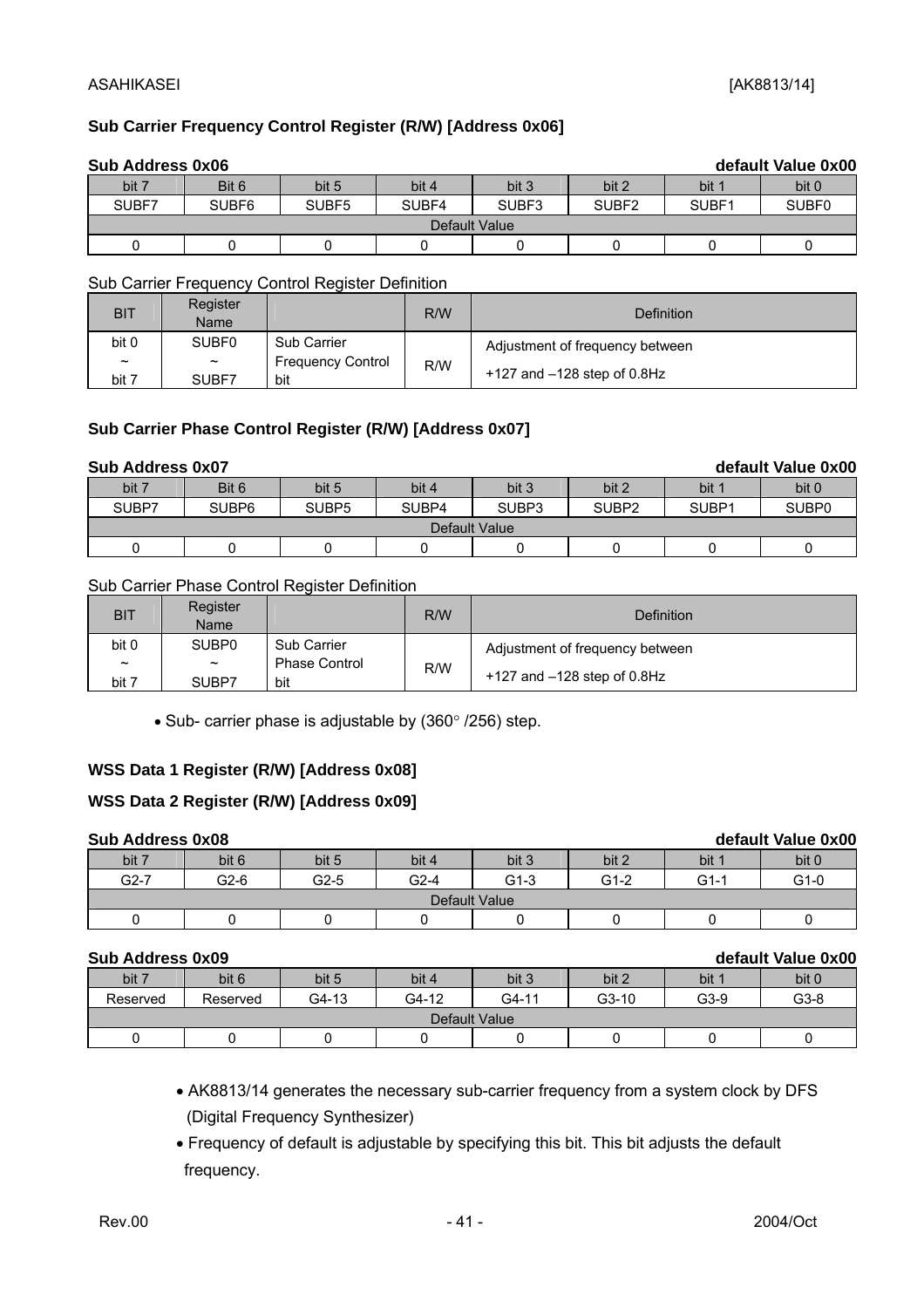### Sub Carrier Frequency Control Register (R/W) [Address 0x06]

**Sub Address 0x06** **default Value 0x00**

| bit 7 | Bit 6 | bit 5 | bit 4 | bit 3 | bit 2 | bit 1 | bit 0 |
|---|---|---|---|---|---|---|---|
| SUBF7 | SUBF6 | SUBF5 | SUBF4 | SUBF3 | SUBF2 | SUBF1 | SUBF0 |
| Default Value | | | | | | | |
| 0 | 0 | 0 | 0 | 0 | 0 | 0 | 0 |

Sub Carrier Frequency Control Register Definition

| BIT | Register Name | | R/W | Definition |
|---|---|---|---|---|
| bit 0 ~ bit 7 | SUBF0 ~ SUBF7 | Sub Carrier Frequency Control bit | R/W | Adjustment of frequency between +127 and –128 step of 0.8Hz |

### Sub Carrier Phase Control Register (R/W) [Address 0x07]

**Sub Address 0x07** **default Value 0x00**

| bit 7 | Bit 6 | bit 5 | bit 4 | bit 3 | bit 2 | bit 1 | bit 0 |
|---|---|---|---|---|---|---|---|
| SUBP7 | SUBP6 | SUBP5 | SUBP4 | SUBP3 | SUBP2 | SUBP1 | SUBP0 |
| Default Value | | | | | | | |
| 0 | 0 | 0 | 0 | 0 | 0 | 0 | 0 |

Sub Carrier Phase Control Register Definition

| BIT | Register Name | | R/W | Definition |
|---|---|---|---|---|
| bit 0 ~ bit 7 | SUBP0 ~ SUBP7 | Sub Carrier Phase Control bit | R/W | Adjustment of frequency between +127 and –128 step of 0.8Hz |

- Sub- carrier phase is adjustable by (360° /256) step.

### WSS Data 1 Register (R/W) [Address 0x08]

### WSS Data 2 Register (R/W) [Address 0x09]

**Sub Address 0x08** **default Value 0x00**

| bit 7 | bit 6 | bit 5 | bit 4 | bit 3 | bit 2 | bit 1 | bit 0 |
|---|---|---|---|---|---|---|---|
| G2-7 | G2-6 | G2-5 | G2-4 | G1-3 | G1-2 | G1-1 | G1-0 |
| Default Value | | | | | | | |
| 0 | 0 | 0 | 0 | 0 | 0 | 0 | 0 |

**Sub Address 0x09** **default Value 0x00**

| bit 7 | bit 6 | bit 5 | bit 4 | bit 3 | bit 2 | bit 1 | bit 0 |
|---|---|---|---|---|---|---|---|
| Reserved | Reserved | G4-13 | G4-12 | G4-11 | G3-10 | G3-9 | G3-8 |
| Default Value | | | | | | | |
| 0 | 0 | 0 | 0 | 0 | 0 | 0 | 0 |

- AK8813/14 generates the necessary sub-carrier frequency from a system clock by DFS (Digital Frequency Synthesizer)
- Frequency of default is adjustable by specifying this bit. This bit adjusts the default frequency.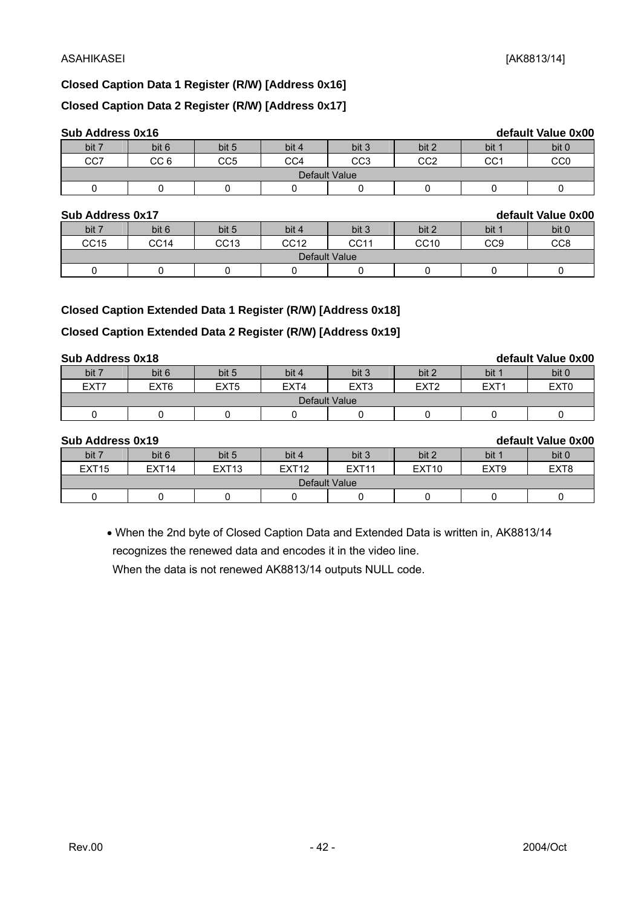**Closed Caption Data 1 Register (R/W) [Address 0x16]**

**Closed Caption Data 2 Register (R/W) [Address 0x17]**

**Sub Address 0x16** **default Value 0x00**

| bit 7 | bit 6 | bit 5 | bit 4 | bit 3 | bit 2 | bit 1 | bit 0 |
|---|---|---|---|---|---|---|---|
| CC7 | CC 6 | CC5 | CC4 | CC3 | CC2 | CC1 | CC0 |
| Default Value | | | | | | | |
| 0 | 0 | 0 | 0 | 0 | 0 | 0 | 0 |

**Sub Address 0x17** **default Value 0x00**

| bit 7 | bit 6 | bit 5 | bit 4 | bit 3 | bit 2 | bit 1 | bit 0 |
|---|---|---|---|---|---|---|---|
| CC15 | CC14 | CC13 | CC12 | CC11 | CC10 | CC9 | CC8 |
| Default Value | | | | | | | |
| 0 | 0 | 0 | 0 | 0 | 0 | 0 | 0 |

**Closed Caption Extended Data 1 Register (R/W) [Address 0x18]**

**Closed Caption Extended Data 2 Register (R/W) [Address 0x19]**

**Sub Address 0x18** **default Value 0x00**

| bit 7 | bit 6 | bit 5 | bit 4 | bit 3 | bit 2 | bit 1 | bit 0 |
|---|---|---|---|---|---|---|---|
| EXT7 | EXT6 | EXT5 | EXT4 | EXT3 | EXT2 | EXT1 | EXT0 |
| Default Value | | | | | | | |
| 0 | 0 | 0 | 0 | 0 | 0 | 0 | 0 |

**Sub Address 0x19** **default Value 0x00**

| bit 7 | bit 6 | bit 5 | bit 4 | bit 3 | bit 2 | bit 1 | bit 0 |
|---|---|---|---|---|---|---|---|
| EXT15 | EXT14 | EXT13 | EXT12 | EXT11 | EXT10 | EXT9 | EXT8 |
| Default Value | | | | | | | |
| 0 | 0 | 0 | 0 | 0 | 0 | 0 | 0 |

- When the 2nd byte of Closed Caption Data and Extended Data is written in, AK8813/14 recognizes the renewed data and encodes it in the video line.
  When the data is not renewed AK8813/14 outputs NULL code.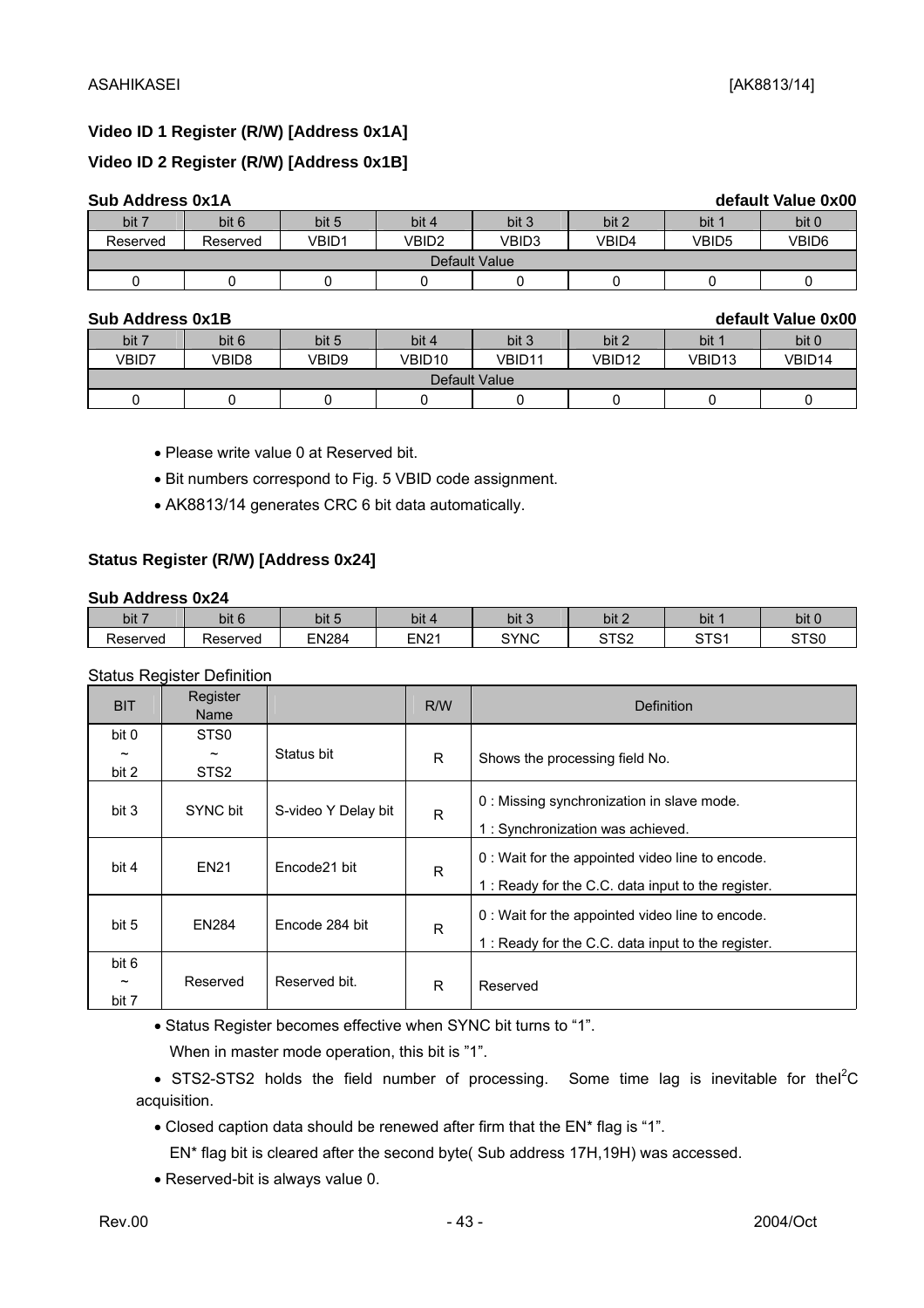### Video ID 1 Register (R/W) [Address 0x1A]

### Video ID 2 Register (R/W) [Address 0x1B]

**Sub Address 0x1A** **default Value 0x00**

| bit 7 | bit 6 | bit 5 | bit 4 | bit 3 | bit 2 | bit 1 | bit 0 |
|---|---|---|---|---|---|---|---|
| Reserved | Reserved | VBID1 | VBID2 | VBID3 | VBID4 | VBID5 | VBID6 |
| Default Value | | | | | | | |
| 0 | 0 | 0 | 0 | 0 | 0 | 0 | 0 |

**Sub Address 0x1B** **default Value 0x00**

| bit 7 | bit 6 | bit 5 | bit 4 | bit 3 | bit 2 | bit 1 | bit 0 |
|---|---|---|---|---|---|---|---|
| VBID7 | VBID8 | VBID9 | VBID10 | VBID11 | VBID12 | VBID13 | VBID14 |
| Default Value | | | | | | | |
| 0 | 0 | 0 | 0 | 0 | 0 | 0 | 0 |

- Please write value 0 at Reserved bit.
- Bit numbers correspond to Fig. 5 VBID code assignment.
- AK8813/14 generates CRC 6 bit data automatically.

### Status Register (R/W) [Address 0x24]

**Sub Address 0x24**

| bit 7 | bit 6 | bit 5 | bit 4 | bit 3 | bit 2 | bit 1 | bit 0 |
|---|---|---|---|---|---|---|---|
| Reserved | Reserved | EN284 | EN21 | SYNC | STS2 | STS1 | STS0 |

Status Register Definition

| BIT | Register Name | | R/W | Definition |
|---|---|---|---|---|
| bit 0 ~ bit 2 | STS0 ~ STS2 | Status bit | R | Shows the processing field No. |
| bit 3 | SYNC bit | S-video Y Delay bit | R | 0 : Missing synchronization in slave mode.<br>1 : Synchronization was achieved. |
| bit 4 | EN21 | Encode21 bit | R | 0 : Wait for the appointed video line to encode.<br>1 : Ready for the C.C. data input to the register. |
| bit 5 | EN284 | Encode 284 bit | R | 0 : Wait for the appointed video line to encode.<br>1 : Ready for the C.C. data input to the register. |
| bit 6 ~ bit 7 | Reserved | Reserved bit. | R | Reserved |

- Status Register becomes effective when SYNC bit turns to "1".
  When in master mode operation, this bit is "1".
- STS2-STS2 holds the field number of processing. Some time lag is inevitable for the $I^2C$ acquisition.
- Closed caption data should be renewed after firm that the EN* flag is "1".
  EN* flag bit is cleared after the second byte( Sub address 17H,19H) was accessed.
- Reserved-bit is always value 0.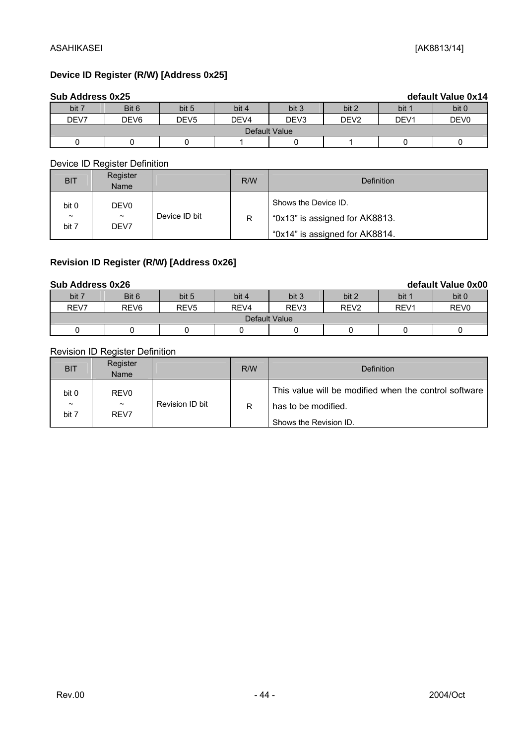### Device ID Register (R/W) [Address 0x25]

**Sub Address 0x25** **default Value 0x14**

| bit 7 | Bit 6 | bit 5 | bit 4 | bit 3 | bit 2 | bit 1 | bit 0 |
|---|---|---|---|---|---|---|---|
| DEV7 | DEV6 | DEV5 | DEV4 | DEV3 | DEV2 | DEV1 | DEV0 |
| Default Value | | | | | | | |
| 0 | 0 | 0 | 1 | 0 | 1 | 0 | 0 |

Device ID Register Definition

| BIT | Register Name | | R/W | Definition |
|---|---|---|---|---|
| bit 0 ~ bit 7 | DEV0 ~ DEV7 | Device ID bit | R | Shows the Device ID.<br>"0x13" is assigned for AK8813.<br>"0x14" is assigned for AK8814. |

### Revision ID Register (R/W) [Address 0x26]

**Sub Address 0x26** **default Value 0x00**

| bit 7 | Bit 6 | bit 5 | bit 4 | bit 3 | bit 2 | bit 1 | bit 0 |
|---|---|---|---|---|---|---|---|
| REV7 | REV6 | REV5 | REV4 | REV3 | REV2 | REV1 | REV0 |
| Default Value | | | | | | | |
| 0 | 0 | 0 | 0 | 0 | 0 | 0 | 0 |

Revision ID Register Definition

| BIT | Register Name | | R/W | Definition |
|---|---|---|---|---|
| bit 0 ~ bit 7 | REV0 ~ REV7 | Revision ID bit | R | This value will be modified when the control software has to be modified.<br>Shows the Revision ID. |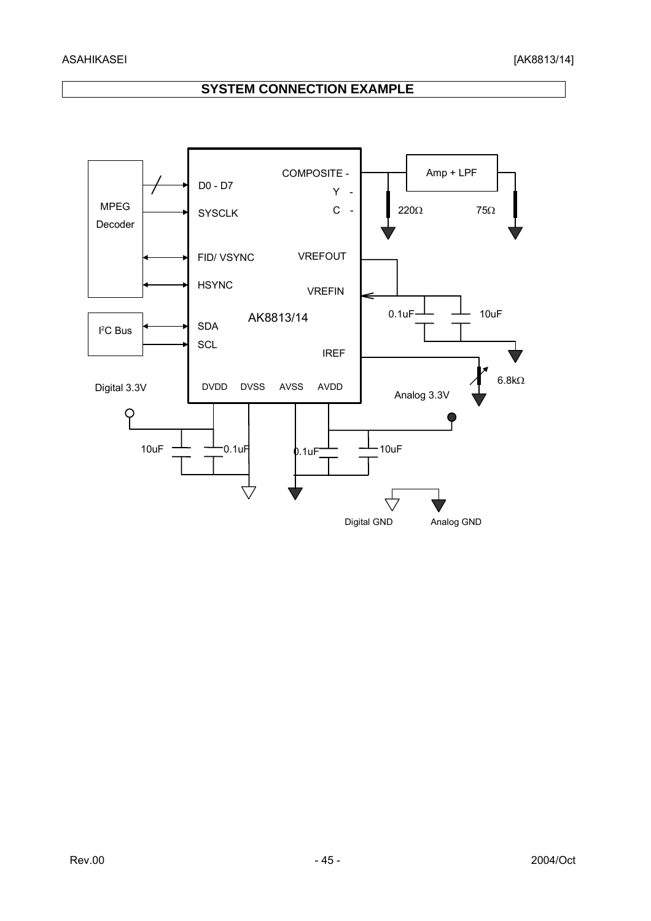## SYSTEM CONNECTION EXAMPLE

MPEG Decoder

D0 - D7

SYSCLK

FID/ VSYNC

HSYNC

I²C Bus

SDA

SCL

AK8813/14

COMPOSITE -

Y -

C -

Amp + LPF

220Ω

75Ω

VREFOUT

VREFIN

0.1uF

10uF

IREF

6.8kΩ

Digital 3.3V

DVDD DVSS AVSS AVDD

Analog 3.3V

10uF

0.1uF

0.1uF

10uF

Digital GND

Analog GND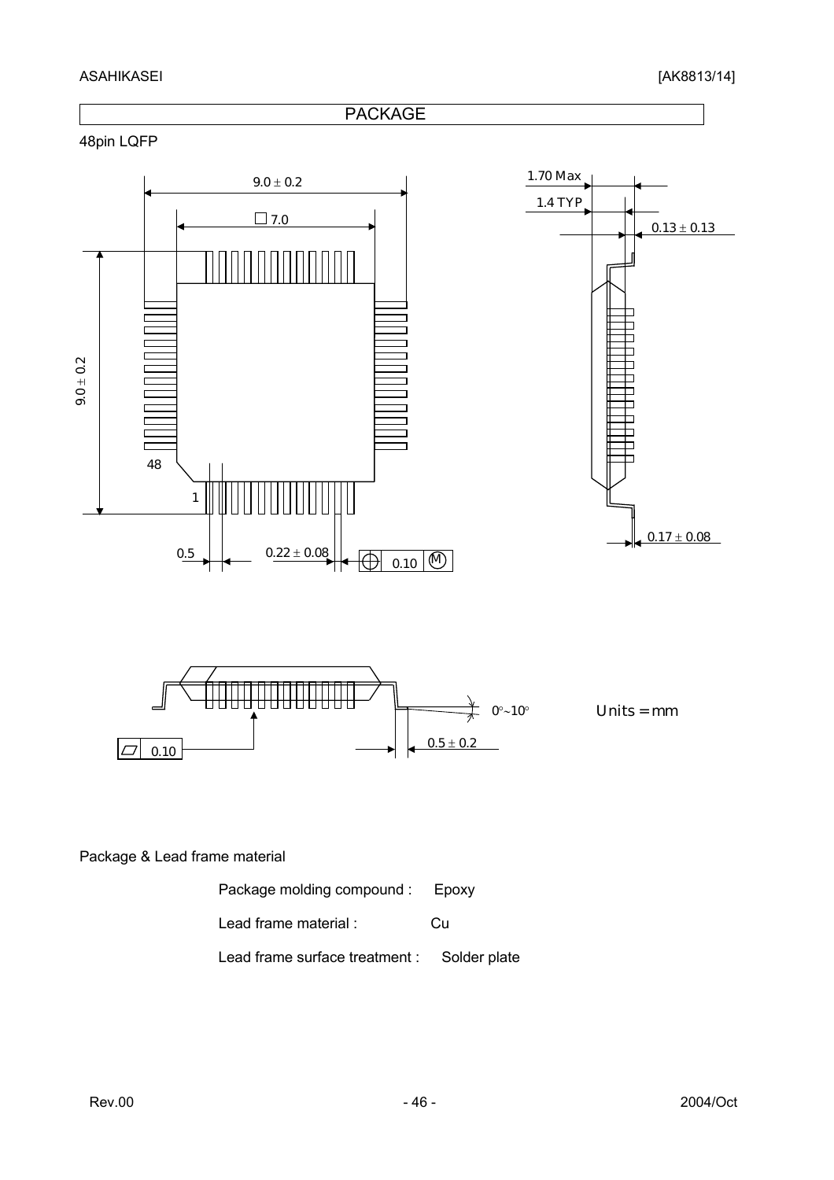# PACKAGE

48pin LQFP

Units = mm

Package & Lead frame material

| | |
|---|---|
| Package molding compound : | Epoxy |
| Lead frame material : | Cu |
| Lead frame surface treatment : | Solder plate |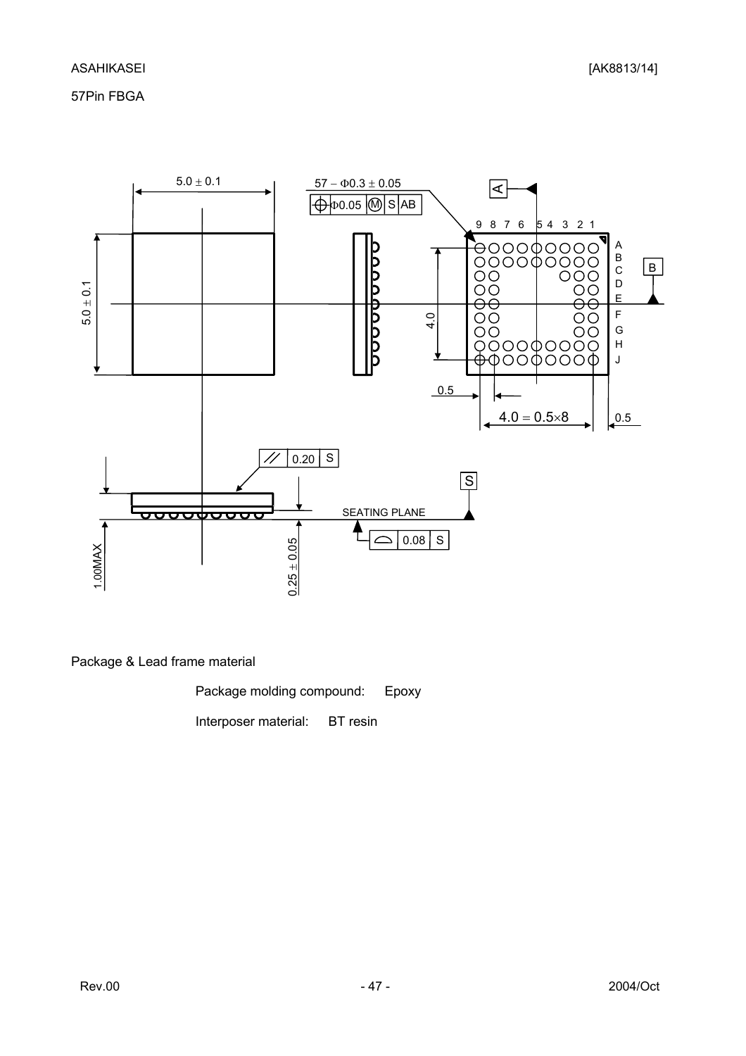57Pin FBGA

5.0 ± 0.1

57 − Φ0.3 ± 0.05

Φ0.05 Ⓜ S AB

9 8 7 6 5 4 3 2 1

A B C D E F G H J

5.0 ± 0.1

4.0

0.5

4.0 = 0.5×8

0.5

0.20 S

SEATING PLANE

0.08 S

1.00MAX

0.25 ± 0.05

Package & Lead frame material

Package molding compound: Epoxy

Interposer material: BT resin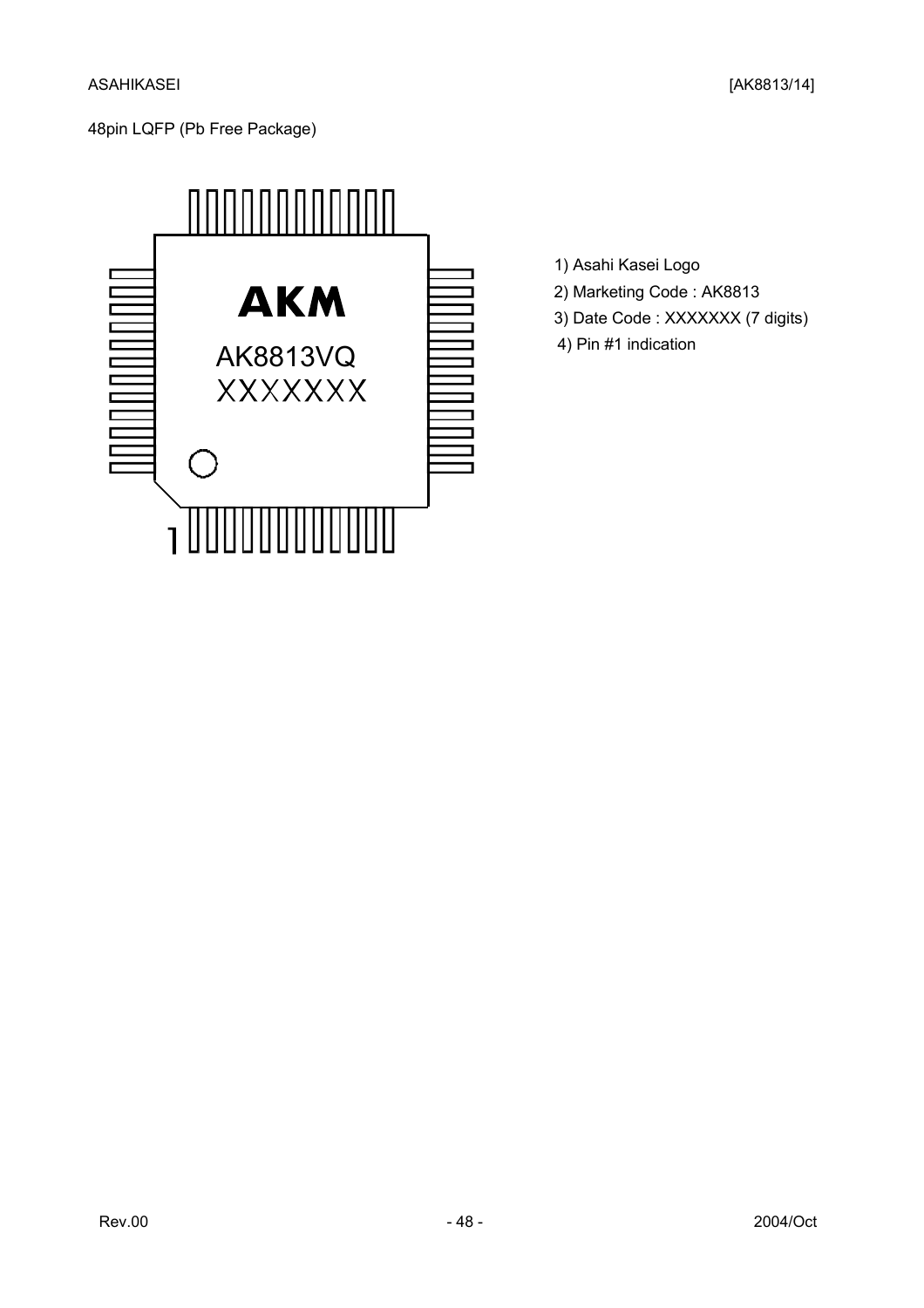48pin LQFP (Pb Free Package)

1) Asahi Kasei Logo
2) Marketing Code : AK8813
3) Date Code : XXXXXXX (7 digits)
4) Pin #1 indication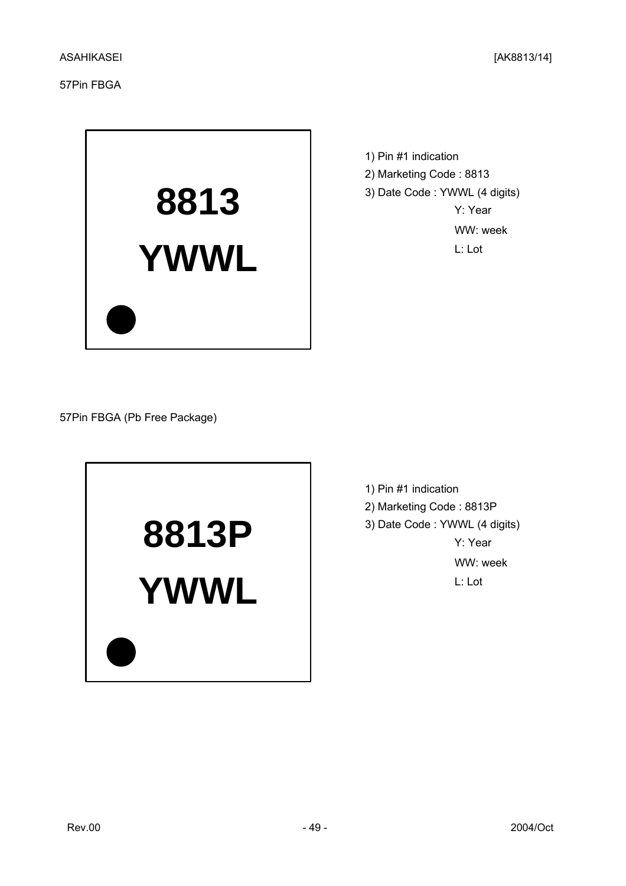57Pin FBGA

**8813**

**YWWL**

1) Pin #1 indication
2) Marketing Code : 8813
3) Date Code : YWWL (4 digits)
   - Y: Year
   - WW: week
   - L: Lot

57Pin FBGA (Pb Free Package)

**8813P**

**YWWL**

1) Pin #1 indication
2) Marketing Code : 8813P
3) Date Code : YWWL (4 digits)
   - Y: Year
   - WW: week
   - L: Lot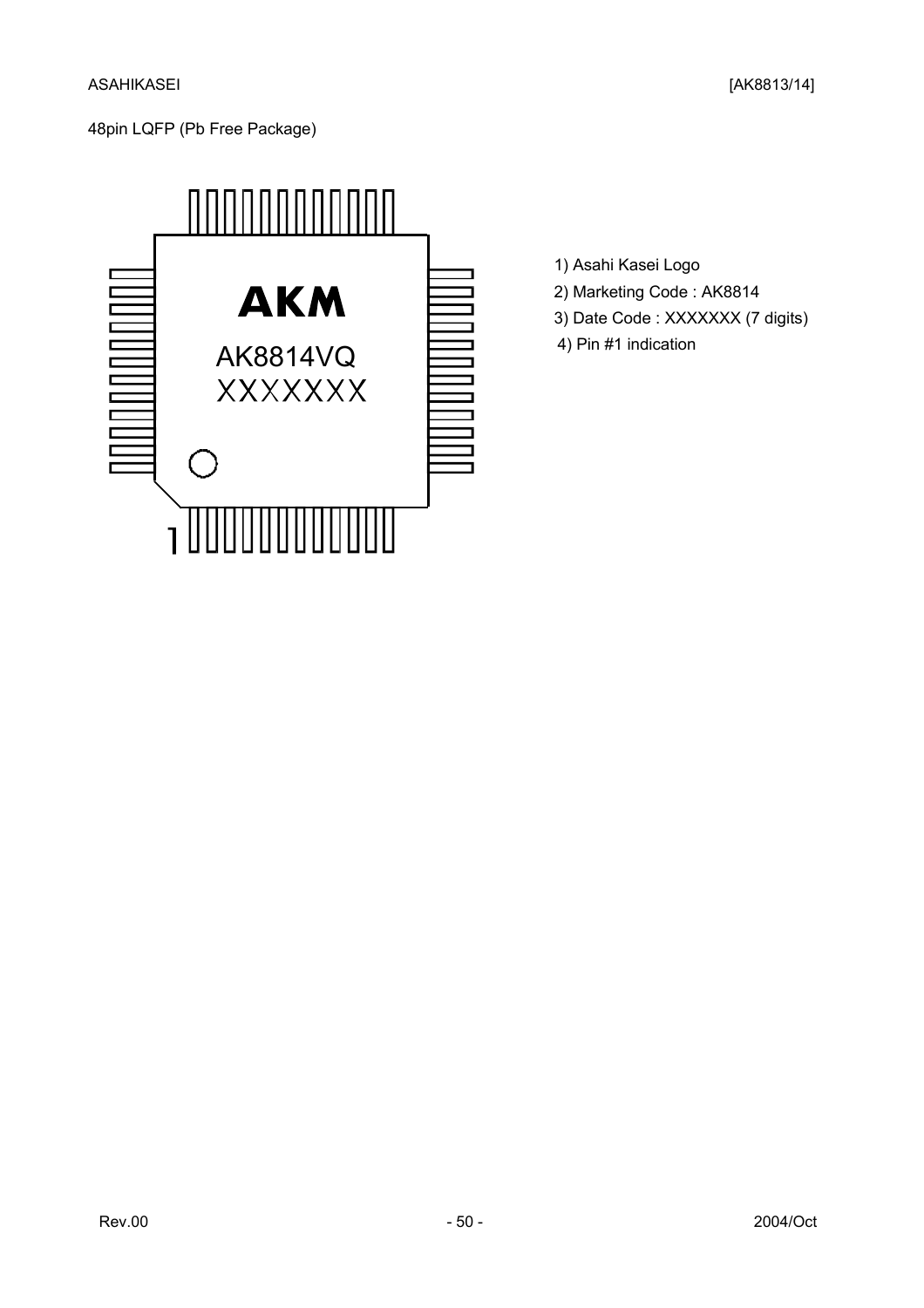48pin LQFP (Pb Free Package)

1) Asahi Kasei Logo
2) Marketing Code : AK8814
3) Date Code : XXXXXXX (7 digits)
4) Pin #1 indication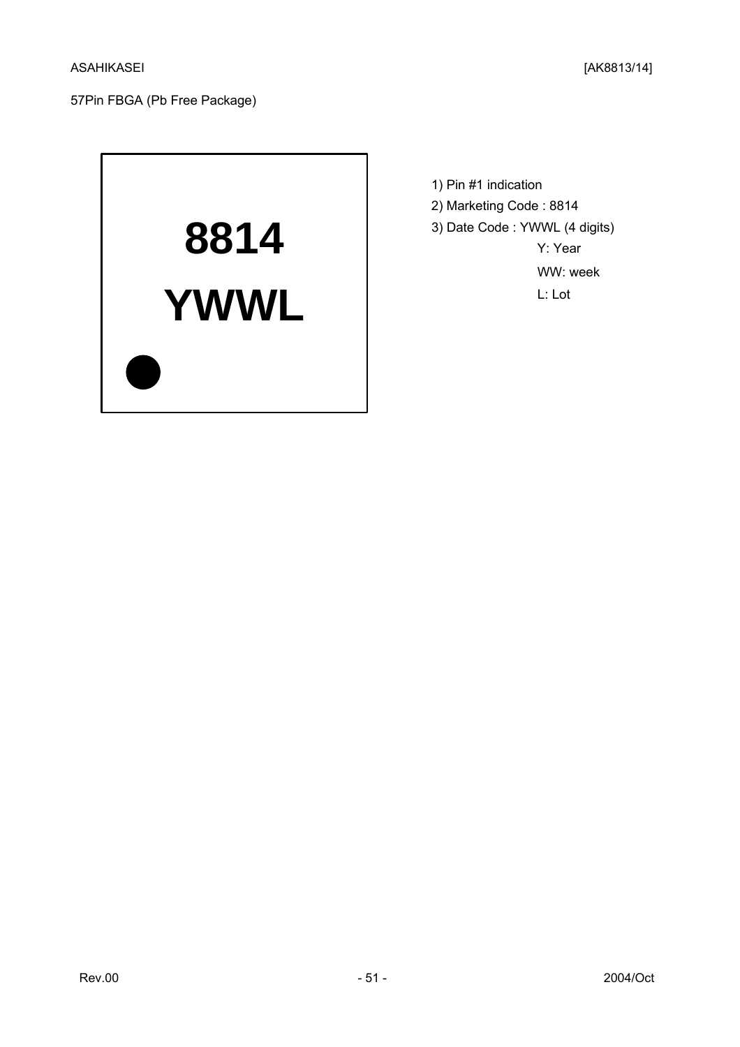57Pin FBGA (Pb Free Package)

8814

YWWL

1) Pin #1 indication
2) Marketing Code : 8814
3) Date Code : YWWL (4 digits)
   - Y: Year
   - WW: week
   - L: Lot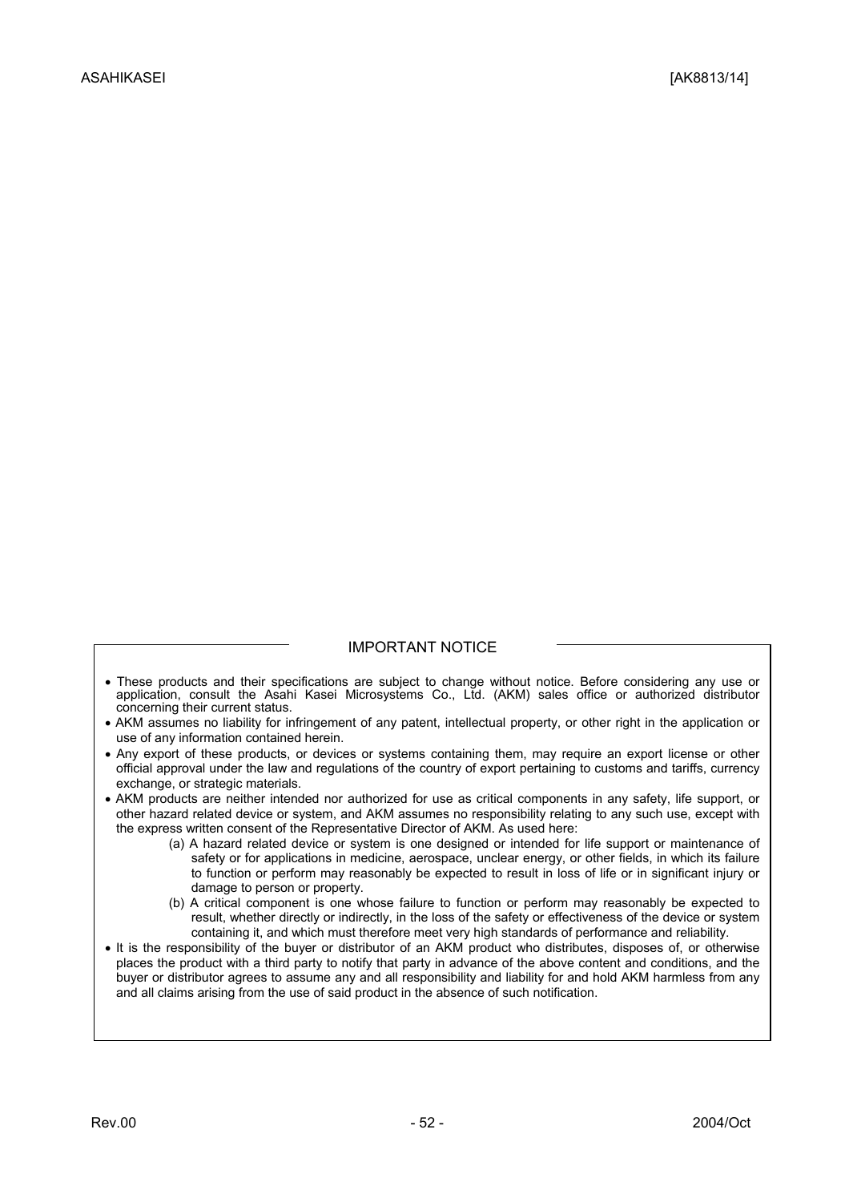## IMPORTANT NOTICE

- These products and their specifications are subject to change without notice. Before considering any use or application, consult the Asahi Kasei Microsystems Co., Ltd. (AKM) sales office or authorized distributor concerning their current status.
- AKM assumes no liability for infringement of any patent, intellectual property, or other right in the application or use of any information contained herein.
- Any export of these products, or devices or systems containing them, may require an export license or other official approval under the law and regulations of the country of export pertaining to customs and tariffs, currency exchange, or strategic materials.
- AKM products are neither intended nor authorized for use as critical components in any safety, life support, or other hazard related device or system, and AKM assumes no responsibility relating to any such use, except with the express written consent of the Representative Director of AKM. As used here:
  - (a) A hazard related device or system is one designed or intended for life support or maintenance of safety or for applications in medicine, aerospace, unclear energy, or other fields, in which its failure to function or perform may reasonably be expected to result in loss of life or in significant injury or damage to person or property.
  - (b) A critical component is one whose failure to function or perform may reasonably be expected to result, whether directly or indirectly, in the loss of the safety or effectiveness of the device or system containing it, and which must therefore meet very high standards of performance and reliability.
- It is the responsibility of the buyer or distributor of an AKM product who distributes, disposes of, or otherwise places the product with a third party to notify that party in advance of the above content and conditions, and the buyer or distributor agrees to assume any and all responsibility and liability for and hold AKM harmless from any and all claims arising from the use of said product in the absence of such notification.